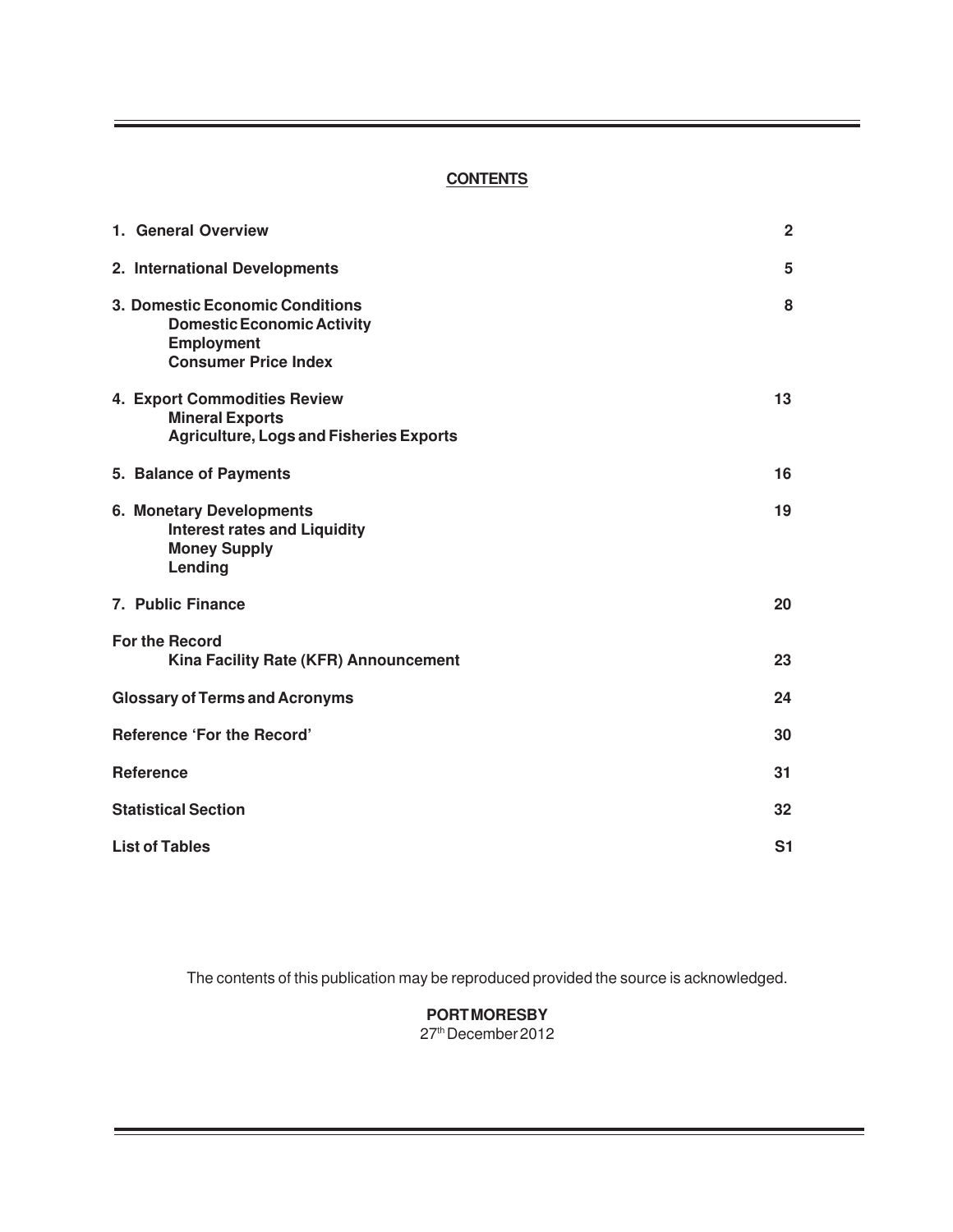## CONTENTS

| | |
|---|---|
| **1. General Overview** | **2** |
| **2. International Developments** | **5** |
| **3. Domestic Economic Conditions** | **8** |
| **Domestic Economic Activity** | |
| **Employment** | |
| **Consumer Price Index** | |
| **4. Export Commodities Review** | **13** |
| **Mineral Exports** | |
| **Agriculture, Logs and Fisheries Exports** | |
| **5. Balance of Payments** | **16** |
| **6. Monetary Developments** | **19** |
| **Interest rates and Liquidity** | |
| **Money Supply** | |
| **Lending** | |
| **7. Public Finance** | **20** |
| **For the Record** | |
| **Kina Facility Rate (KFR) Announcement** | **23** |
| **Glossary of Terms and Acronyms** | **24** |
| **Reference 'For the Record'** | **30** |
| **Reference** | **31** |
| **Statistical Section** | **32** |
| **List of Tables** | **S1** |

The contents of this publication may be reproduced provided the source is acknowledged.

**PORT MORESBY**
27th December 2012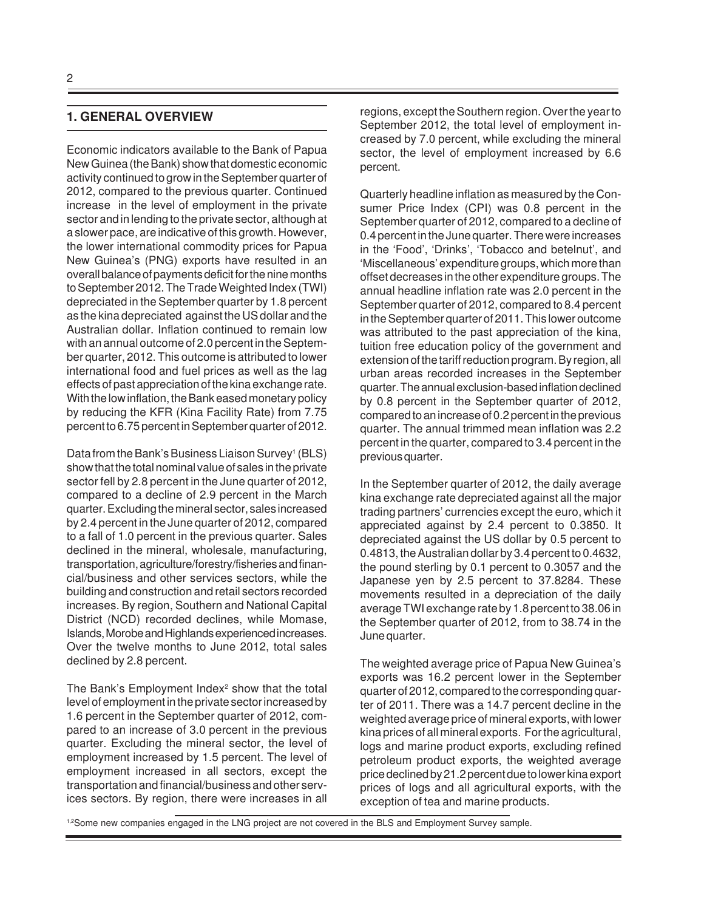## 1. GENERAL OVERVIEW

Economic indicators available to the Bank of Papua New Guinea (the Bank) show that domestic economic activity continued to grow in the September quarter of 2012, compared to the previous quarter. Continued increase in the level of employment in the private sector and in lending to the private sector, although at a slower pace, are indicative of this growth. However, the lower international commodity prices for Papua New Guinea's (PNG) exports have resulted in an overall balance of payments deficit for the nine months to September 2012. The Trade Weighted Index (TWI) depreciated in the September quarter by 1.8 percent as the kina depreciated against the US dollar and the Australian dollar. Inflation continued to remain low with an annual outcome of 2.0 percent in the September quarter, 2012. This outcome is attributed to lower international food and fuel prices as well as the lag effects of past appreciation of the kina exchange rate. With the low inflation, the Bank eased monetary policy by reducing the KFR (Kina Facility Rate) from 7.75 percent to 6.75 percent in September quarter of 2012.

Data from the Bank's Business Liaison Survey[1] (BLS) show that the total nominal value of sales in the private sector fell by 2.8 percent in the June quarter of 2012, compared to a decline of 2.9 percent in the March quarter. Excluding the mineral sector, sales increased by 2.4 percent in the June quarter of 2012, compared to a fall of 1.0 percent in the previous quarter. Sales declined in the mineral, wholesale, manufacturing, transportation, agriculture/forestry/fisheries and financial/business and other services sectors, while the building and construction and retail sectors recorded increases. By region, Southern and National Capital District (NCD) recorded declines, while Momase, Islands, Morobe and Highlands experienced increases. Over the twelve months to June 2012, total sales declined by 2.8 percent.

The Bank's Employment Index[2] show that the total level of employment in the private sector increased by 1.6 percent in the September quarter of 2012, compared to an increase of 3.0 percent in the previous quarter. Excluding the mineral sector, the level of employment increased by 1.5 percent. The level of employment increased in all sectors, except the transportation and financial/business and other services sectors. By region, there were increases in all regions, except the Southern region. Over the year to September 2012, the total level of employment increased by 7.0 percent, while excluding the mineral sector, the level of employment increased by 6.6 percent.

Quarterly headline inflation as measured by the Consumer Price Index (CPI) was 0.8 percent in the September quarter of 2012, compared to a decline of 0.4 percent in the June quarter. There were increases in the 'Food', 'Drinks', 'Tobacco and betelnut', and 'Miscellaneous' expenditure groups, which more than offset decreases in the other expenditure groups. The annual headline inflation rate was 2.0 percent in the September quarter of 2012, compared to 8.4 percent in the September quarter of 2011. This lower outcome was attributed to the past appreciation of the kina, tuition free education policy of the government and extension of the tariff reduction program. By region, all urban areas recorded increases in the September quarter. The annual exclusion-based inflation declined by 0.8 percent in the September quarter of 2012, compared to an increase of 0.2 percent in the previous quarter. The annual trimmed mean inflation was 2.2 percent in the quarter, compared to 3.4 percent in the previous quarter.

In the September quarter of 2012, the daily average kina exchange rate depreciated against all the major trading partners' currencies except the euro, which it appreciated against by 2.4 percent to 0.3850. It depreciated against the US dollar by 0.5 percent to 0.4813, the Australian dollar by 3.4 percent to 0.4632, the pound sterling by 0.1 percent to 0.3057 and the Japanese yen by 2.5 percent to 37.8284. These movements resulted in a depreciation of the daily average TWI exchange rate by 1.8 percent to 38.06 in the September quarter of 2012, from to 38.74 in the June quarter.

The weighted average price of Papua New Guinea's exports was 16.2 percent lower in the September quarter of 2012, compared to the corresponding quarter of 2011. There was a 14.7 percent decline in the weighted average price of mineral exports, with lower kina prices of all mineral exports. For the agricultural, logs and marine product exports, excluding refined petroleum product exports, the weighted average price declined by 21.2 percent due to lower kina export prices of logs and all agricultural exports, with the exception of tea and marine products.

---

[1,2] Some new companies engaged in the LNG project are not covered in the BLS and Employment Survey sample.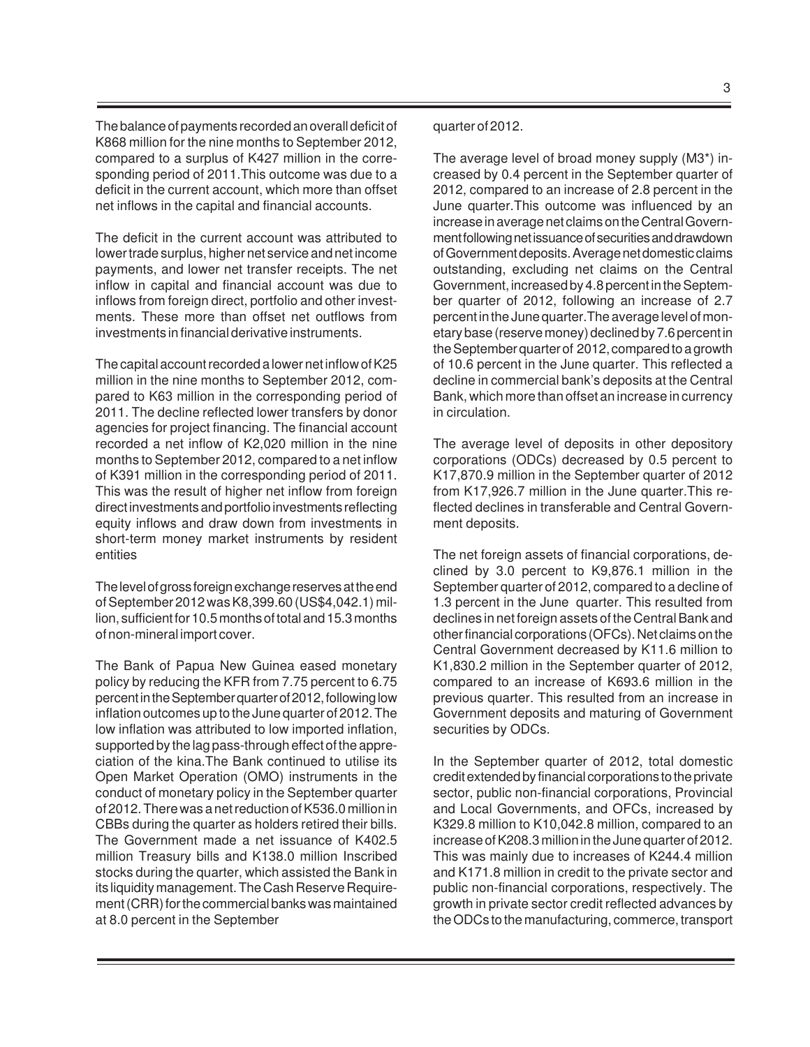The balance of payments recorded an overall deficit of K868 million for the nine months to September 2012, compared to a surplus of K427 million in the corresponding period of 2011. This outcome was due to a deficit in the current account, which more than offset net inflows in the capital and financial accounts.

The deficit in the current account was attributed to lower trade surplus, higher net service and net income payments, and lower net transfer receipts. The net inflow in capital and financial account was due to inflows from foreign direct, portfolio and other investments. These more than offset net outflows from investments in financial derivative instruments.

The capital account recorded a lower net inflow of K25 million in the nine months to September 2012, compared to K63 million in the corresponding period of 2011. The decline reflected lower transfers by donor agencies for project financing. The financial account recorded a net inflow of K2,020 million in the nine months to September 2012, compared to a net inflow of K391 million in the corresponding period of 2011. This was the result of higher net inflow from foreign direct investments and portfolio investments reflecting equity inflows and draw down from investments in short-term money market instruments by resident entities

The level of gross foreign exchange reserves at the end of September 2012 was K8,399.60 (US$4,042.1) million, sufficient for 10.5 months of total and 15.3 months of non-mineral import cover.

The Bank of Papua New Guinea eased monetary policy by reducing the KFR from 7.75 percent to 6.75 percent in the September quarter of 2012, following low inflation outcomes up to the June quarter of 2012. The low inflation was attributed to low imported inflation, supported by the lag pass-through effect of the appreciation of the kina. The Bank continued to utilise its Open Market Operation (OMO) instruments in the conduct of monetary policy in the September quarter of 2012. There was a net reduction of K536.0 million in CBBs during the quarter as holders retired their bills. The Government made a net issuance of K402.5 million Treasury bills and K138.0 million Inscribed stocks during the quarter, which assisted the Bank in its liquidity management. The Cash Reserve Requirement (CRR) for the commercial banks was maintained at 8.0 percent in the September quarter of 2012.

The average level of broad money supply (M3*) increased by 0.4 percent in the September quarter of 2012, compared to an increase of 2.8 percent in the June quarter. This outcome was influenced by an increase in average net claims on the Central Government following net issuance of securities and drawdown of Government deposits. Average net domestic claims outstanding, excluding net claims on the Central Government, increased by 4.8 percent in the September quarter of 2012, following an increase of 2.7 percent in the June quarter. The average level of monetary base (reserve money) declined by 7.6 percent in the September quarter of 2012, compared to a growth of 10.6 percent in the June quarter. This reflected a decline in commercial bank's deposits at the Central Bank, which more than offset an increase in currency in circulation.

The average level of deposits in other depository corporations (ODCs) decreased by 0.5 percent to K17,870.9 million in the September quarter of 2012 from K17,926.7 million in the June quarter. This reflected declines in transferable and Central Government deposits.

The net foreign assets of financial corporations, declined by 3.0 percent to K9,876.1 million in the September quarter of 2012, compared to a decline of 1.3 percent in the June quarter. This resulted from declines in net foreign assets of the Central Bank and other financial corporations (OFCs). Net claims on the Central Government decreased by K11.6 million to K1,830.2 million in the September quarter of 2012, compared to an increase of K693.6 million in the previous quarter. This resulted from an increase in Government deposits and maturing of Government securities by ODCs.

In the September quarter of 2012, total domestic credit extended by financial corporations to the private sector, public non-financial corporations, Provincial and Local Governments, and OFCs, increased by K329.8 million to K10,042.8 million, compared to an increase of K208.3 million in the June quarter of 2012. This was mainly due to increases of K244.4 million and K171.8 million in credit to the private sector and public non-financial corporations, respectively. The growth in private sector credit reflected advances by the ODCs to the manufacturing, commerce, transport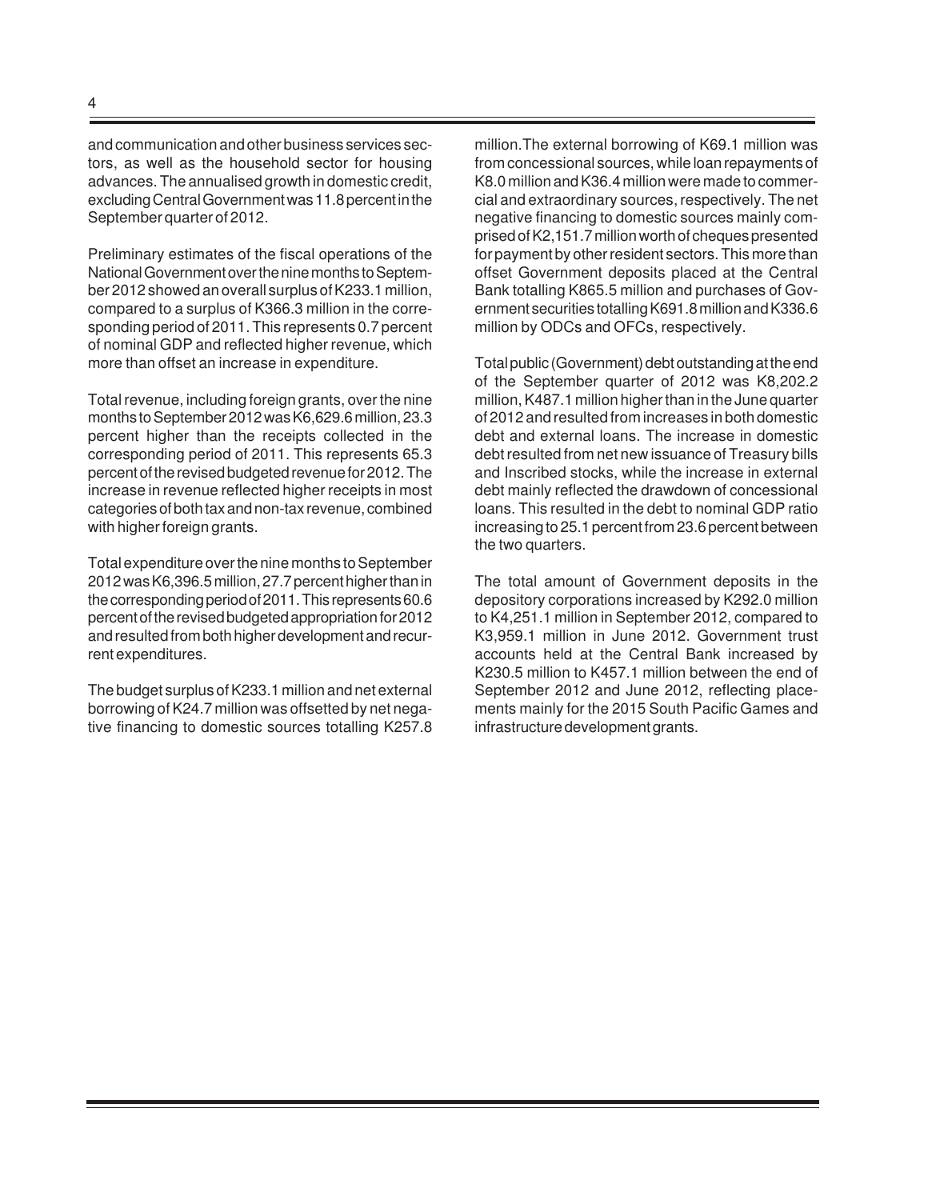and communication and other business services sectors, as well as the household sector for housing advances. The annualised growth in domestic credit, excluding Central Government was 11.8 percent in the September quarter of 2012.

Preliminary estimates of the fiscal operations of the National Government over the nine months to September 2012 showed an overall surplus of K233.1 million, compared to a surplus of K366.3 million in the corresponding period of 2011. This represents 0.7 percent of nominal GDP and reflected higher revenue, which more than offset an increase in expenditure.

Total revenue, including foreign grants, over the nine months to September 2012 was K6,629.6 million, 23.3 percent higher than the receipts collected in the corresponding period of 2011. This represents 65.3 percent of the revised budgeted revenue for 2012. The increase in revenue reflected higher receipts in most categories of both tax and non-tax revenue, combined with higher foreign grants.

Total expenditure over the nine months to September 2012 was K6,396.5 million, 27.7 percent higher than in the corresponding period of 2011. This represents 60.6 percent of the revised budgeted appropriation for 2012 and resulted from both higher development and recurrent expenditures.

The budget surplus of K233.1 million and net external borrowing of K24.7 million was offsetted by net negative financing to domestic sources totalling K257.8 million.The external borrowing of K69.1 million was from concessional sources, while loan repayments of K8.0 million and K36.4 million were made to commercial and extraordinary sources, respectively. The net negative financing to domestic sources mainly comprised of K2,151.7 million worth of cheques presented for payment by other resident sectors. This more than offset Government deposits placed at the Central Bank totalling K865.5 million and purchases of Government securities totalling K691.8 million and K336.6 million by ODCs and OFCs, respectively.

Total public (Government) debt outstanding at the end of the September quarter of 2012 was K8,202.2 million, K487.1 million higher than in the June quarter of 2012 and resulted from increases in both domestic debt and external loans. The increase in domestic debt resulted from net new issuance of Treasury bills and Inscribed stocks, while the increase in external debt mainly reflected the drawdown of concessional loans. This resulted in the debt to nominal GDP ratio increasing to 25.1 percent from 23.6 percent between the two quarters.

The total amount of Government deposits in the depository corporations increased by K292.0 million to K4,251.1 million in September 2012, compared to K3,959.1 million in June 2012. Government trust accounts held at the Central Bank increased by K230.5 million to K457.1 million between the end of September 2012 and June 2012, reflecting placements mainly for the 2015 South Pacific Games and infrastructure development grants.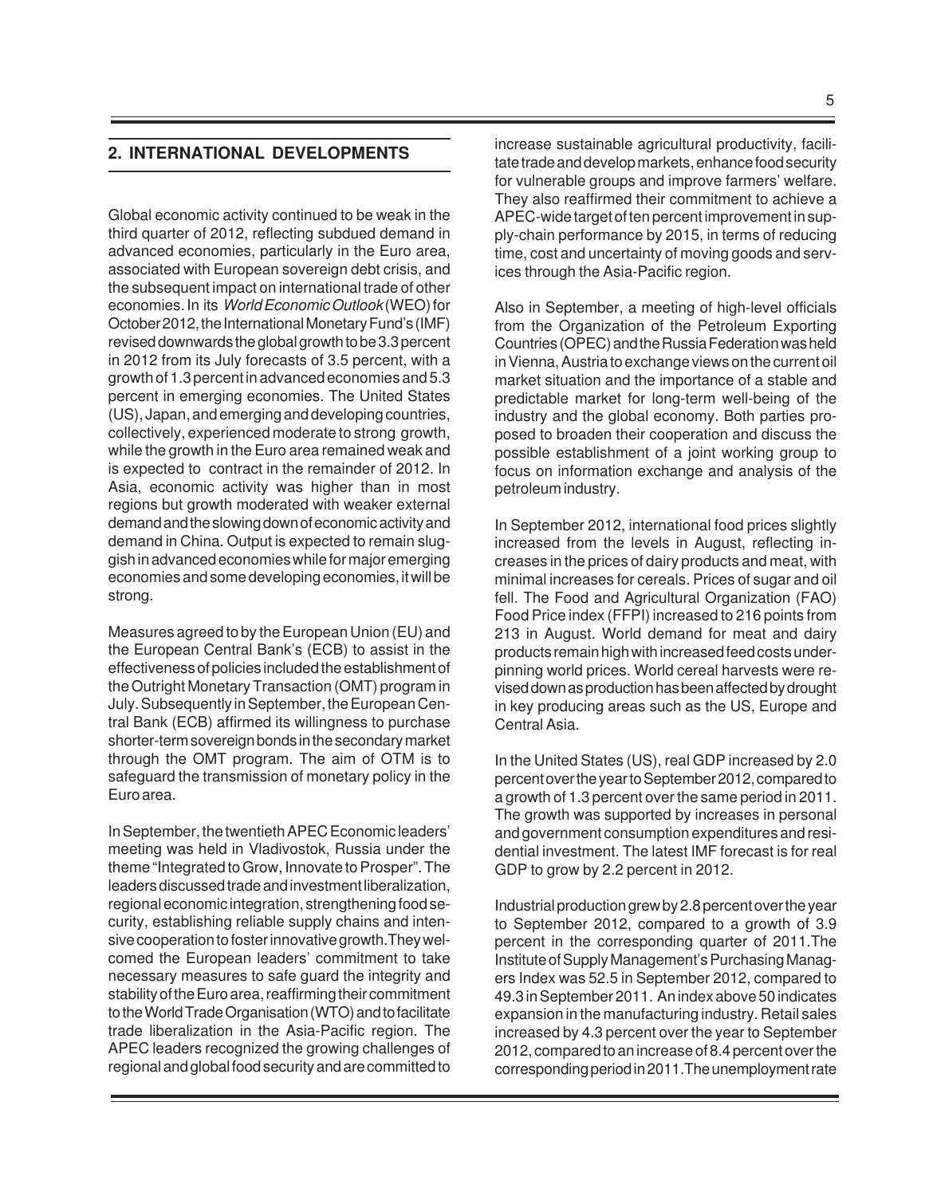## 2. INTERNATIONAL DEVELOPMENTS

Global economic activity continued to be weak in the third quarter of 2012, reflecting subdued demand in advanced economies, particularly in the Euro area, associated with European sovereign debt crisis, and the subsequent impact on international trade of other economies. In its *World Economic Outlook* (WEO) for October 2012, the International Monetary Fund's (IMF) revised downwards the global growth to be 3.3 percent in 2012 from its July forecasts of 3.5 percent, with a growth of 1.3 percent in advanced economies and 5.3 percent in emerging economies. The United States (US), Japan, and emerging and developing countries, collectively, experienced moderate to strong growth, while the growth in the Euro area remained weak and is expected to contract in the remainder of 2012. In Asia, economic activity was higher than in most regions but growth moderated with weaker external demand and the slowing down of economic activity and demand in China. Output is expected to remain sluggish in advanced economies while for major emerging economies and some developing economies, it will be strong.

Measures agreed to by the European Union (EU) and the European Central Bank's (ECB) to assist in the effectiveness of policies included the establishment of the Outright Monetary Transaction (OMT) program in July. Subsequently in September, the European Central Bank (ECB) affirmed its willingness to purchase shorter-term sovereign bonds in the secondary market through the OMT program. The aim of OTM is to safeguard the transmission of monetary policy in the Euro area.

In September, the twentieth APEC Economic leaders' meeting was held in Vladivostok, Russia under the theme "Integrated to Grow, Innovate to Prosper". The leaders discussed trade and investment liberalization, regional economic integration, strengthening food security, establishing reliable supply chains and intensive cooperation to foster innovative growth. They welcomed the European leaders' commitment to take necessary measures to safe guard the integrity and stability of the Euro area, reaffirming their commitment to the World Trade Organisation (WTO) and to facilitate trade liberalization in the Asia-Pacific region. The APEC leaders recognized the growing challenges of regional and global food security and are committed to increase sustainable agricultural productivity, facilitate trade and develop markets, enhance food security for vulnerable groups and improve farmers' welfare. They also reaffirmed their commitment to achieve a APEC-wide target of ten percent improvement in supply-chain performance by 2015, in terms of reducing time, cost and uncertainty of moving goods and services through the Asia-Pacific region.

Also in September, a meeting of high-level officials from the Organization of the Petroleum Exporting Countries (OPEC) and the Russia Federation was held in Vienna, Austria to exchange views on the current oil market situation and the importance of a stable and predictable market for long-term well-being of the industry and the global economy. Both parties proposed to broaden their cooperation and discuss the possible establishment of a joint working group to focus on information exchange and analysis of the petroleum industry.

In September 2012, international food prices slightly increased from the levels in August, reflecting increases in the prices of dairy products and meat, with minimal increases for cereals. Prices of sugar and oil fell. The Food and Agricultural Organization (FAO) Food Price index (FFPI) increased to 216 points from 213 in August. World demand for meat and dairy products remain high with increased feed costs underpinning world prices. World cereal harvests were revised down as production has been affected by drought in key producing areas such as the US, Europe and Central Asia.

In the United States (US), real GDP increased by 2.0 percent over the year to September 2012, compared to a growth of 1.3 percent over the same period in 2011. The growth was supported by increases in personal and government consumption expenditures and residential investment. The latest IMF forecast is for real GDP to grow by 2.2 percent in 2012.

Industrial production grew by 2.8 percent over the year to September 2012, compared to a growth of 3.9 percent in the corresponding quarter of 2011. The Institute of Supply Management's Purchasing Managers Index was 52.5 in September 2012, compared to 49.3 in September 2011. An index above 50 indicates expansion in the manufacturing industry. Retail sales increased by 4.3 percent over the year to September 2012, compared to an increase of 8.4 percent over the corresponding period in 2011. The unemployment rate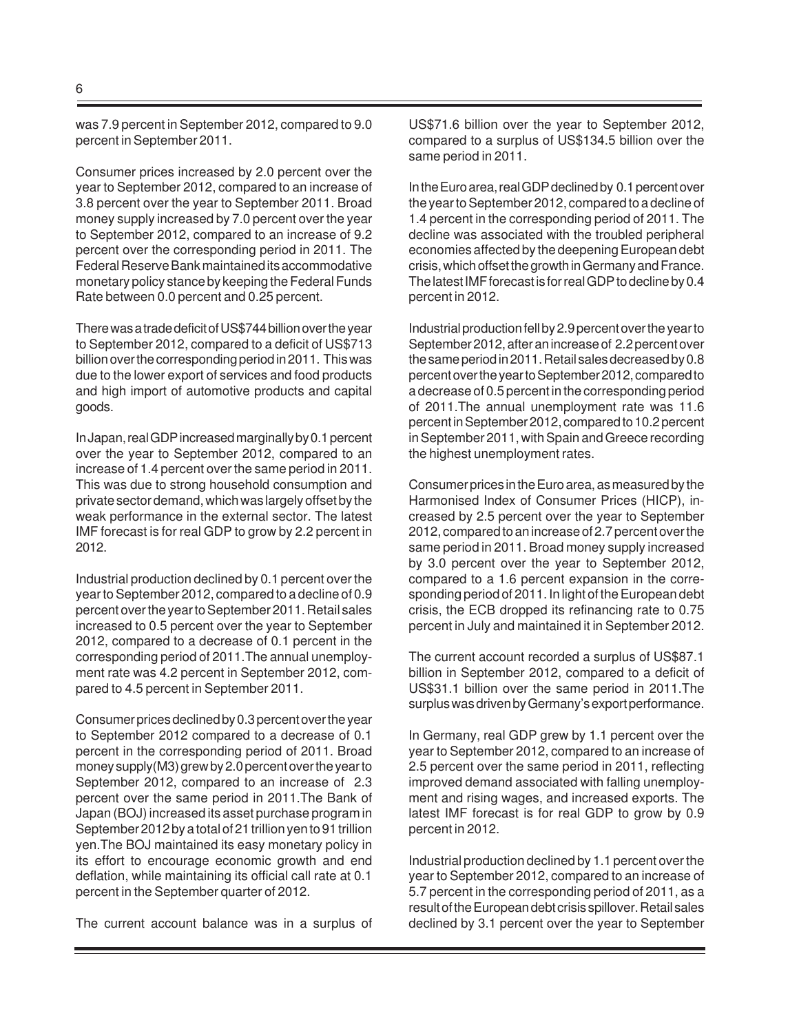was 7.9 percent in September 2012, compared to 9.0 percent in September 2011.

Consumer prices increased by 2.0 percent over the year to September 2012, compared to an increase of 3.8 percent over the year to September 2011. Broad money supply increased by 7.0 percent over the year to September 2012, compared to an increase of 9.2 percent over the corresponding period in 2011. The Federal Reserve Bank maintained its accommodative monetary policy stance by keeping the Federal Funds Rate between 0.0 percent and 0.25 percent.

There was a trade deficit of US$744 billion over the year to September 2012, compared to a deficit of US$713 billion over the corresponding period in 2011. This was due to the lower export of services and food products and high import of automotive products and capital goods.

In Japan, real GDP increased marginally by 0.1 percent over the year to September 2012, compared to an increase of 1.4 percent over the same period in 2011. This was due to strong household consumption and private sector demand, which was largely offset by the weak performance in the external sector. The latest IMF forecast is for real GDP to grow by 2.2 percent in 2012.

Industrial production declined by 0.1 percent over the year to September 2012, compared to a decline of 0.9 percent over the year to September 2011. Retail sales increased to 0.5 percent over the year to September 2012, compared to a decrease of 0.1 percent in the corresponding period of 2011.The annual unemployment rate was 4.2 percent in September 2012, compared to 4.5 percent in September 2011.

Consumer prices declined by 0.3 percent over the year to September 2012 compared to a decrease of 0.1 percent in the corresponding period of 2011. Broad money supply(M3) grew by 2.0 percent over the year to September 2012, compared to an increase of 2.3 percent over the same period in 2011.The Bank of Japan (BOJ) increased its asset purchase program in September 2012 by a total of 21 trillion yen to 91 trillion yen.The BOJ maintained its easy monetary policy in its effort to encourage economic growth and end deflation, while maintaining its official call rate at 0.1 percent in the September quarter of 2012.

The current account balance was in a surplus of US$71.6 billion over the year to September 2012, compared to a surplus of US$134.5 billion over the same period in 2011.

In the Euro area, real GDP declined by 0.1 percent over the year to September 2012, compared to a decline of 1.4 percent in the corresponding period of 2011. The decline was associated with the troubled peripheral economies affected by the deepening European debt crisis, which offset the growth in Germany and France. The latest IMF forecast is for real GDP to decline by 0.4 percent in 2012.

Industrial production fell by 2.9 percent over the year to September 2012, after an increase of 2.2 percent over the same period in 2011. Retail sales decreased by 0.8 percent over the year to September 2012, compared to a decrease of 0.5 percent in the corresponding period of 2011.The annual unemployment rate was 11.6 percent in September 2012, compared to 10.2 percent in September 2011, with Spain and Greece recording the highest unemployment rates.

Consumer prices in the Euro area, as measured by the Harmonised Index of Consumer Prices (HICP), increased by 2.5 percent over the year to September 2012, compared to an increase of 2.7 percent over the same period in 2011. Broad money supply increased by 3.0 percent over the year to September 2012, compared to a 1.6 percent expansion in the corresponding period of 2011. In light of the European debt crisis, the ECB dropped its refinancing rate to 0.75 percent in July and maintained it in September 2012.

The current account recorded a surplus of US$87.1 billion in September 2012, compared to a deficit of US$31.1 billion over the same period in 2011.The surplus was driven by Germany's export performance.

In Germany, real GDP grew by 1.1 percent over the year to September 2012, compared to an increase of 2.5 percent over the same period in 2011, reflecting improved demand associated with falling unemployment and rising wages, and increased exports. The latest IMF forecast is for real GDP to grow by 0.9 percent in 2012.

Industrial production declined by 1.1 percent over the year to September 2012, compared to an increase of 5.7 percent in the corresponding period of 2011, as a result of the European debt crisis spillover. Retail sales declined by 3.1 percent over the year to September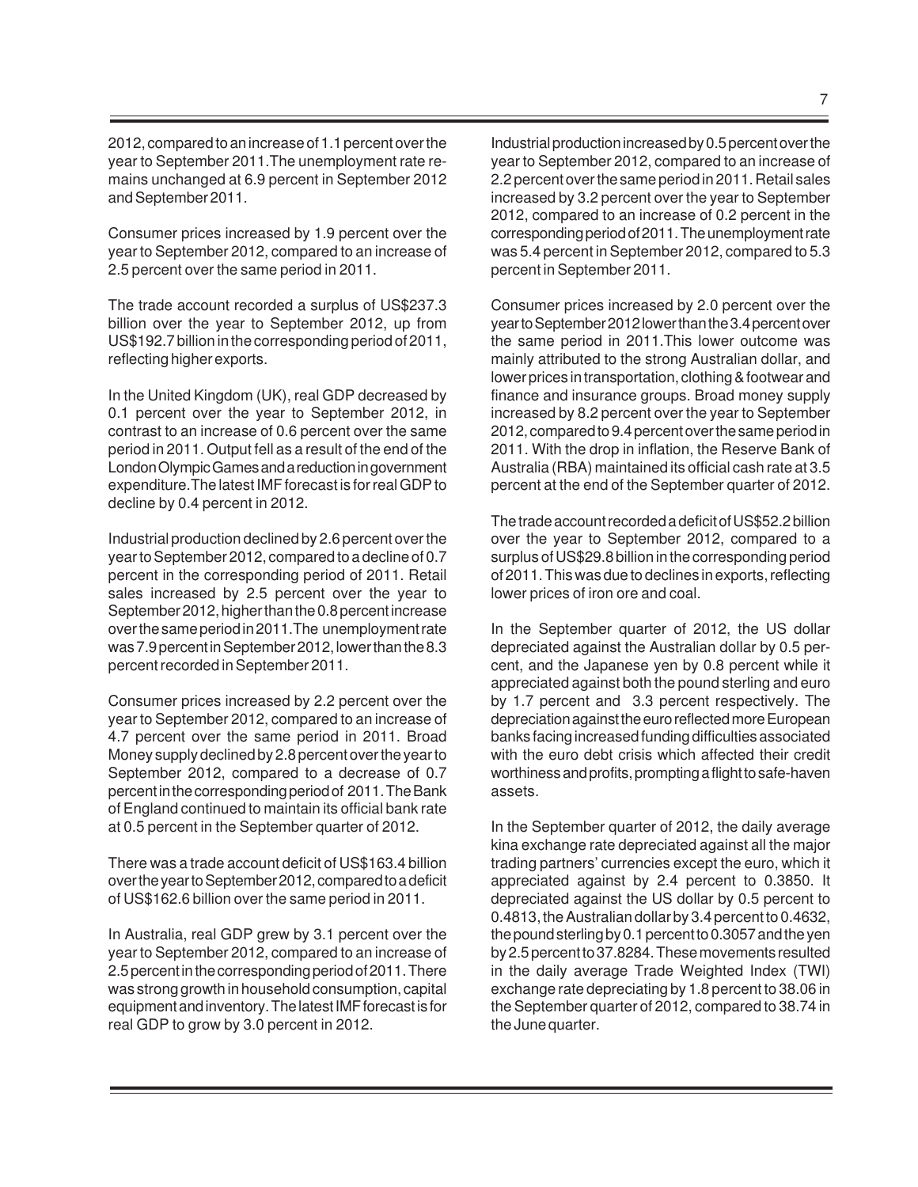2012, compared to an increase of 1.1 percent over the year to September 2011. The unemployment rate remains unchanged at 6.9 percent in September 2012 and September 2011.

Consumer prices increased by 1.9 percent over the year to September 2012, compared to an increase of 2.5 percent over the same period in 2011.

The trade account recorded a surplus of US$237.3 billion over the year to September 2012, up from US$192.7 billion in the corresponding period of 2011, reflecting higher exports.

In the United Kingdom (UK), real GDP decreased by 0.1 percent over the year to September 2012, in contrast to an increase of 0.6 percent over the same period in 2011. Output fell as a result of the end of the London Olympic Games and a reduction in government expenditure. The latest IMF forecast is for real GDP to decline by 0.4 percent in 2012.

Industrial production declined by 2.6 percent over the year to September 2012, compared to a decline of 0.7 percent in the corresponding period of 2011. Retail sales increased by 2.5 percent over the year to September 2012, higher than the 0.8 percent increase over the same period in 2011. The unemployment rate was 7.9 percent in September 2012, lower than the 8.3 percent recorded in September 2011.

Consumer prices increased by 2.2 percent over the year to September 2012, compared to an increase of 4.7 percent over the same period in 2011. Broad Money supply declined by 2.8 percent over the year to September 2012, compared to a decrease of 0.7 percent in the corresponding period of 2011. The Bank of England continued to maintain its official bank rate at 0.5 percent in the September quarter of 2012.

There was a trade account deficit of US$163.4 billion over the year to September 2012, compared to a deficit of US$162.6 billion over the same period in 2011.

In Australia, real GDP grew by 3.1 percent over the year to September 2012, compared to an increase of 2.5 percent in the corresponding period of 2011. There was strong growth in household consumption, capital equipment and inventory. The latest IMF forecast is for real GDP to grow by 3.0 percent in 2012.

Industrial production increased by 0.5 percent over the year to September 2012, compared to an increase of 2.2 percent over the same period in 2011. Retail sales increased by 3.2 percent over the year to September 2012, compared to an increase of 0.2 percent in the corresponding period of 2011. The unemployment rate was 5.4 percent in September 2012, compared to 5.3 percent in September 2011.

Consumer prices increased by 2.0 percent over the year to September 2012 lower than the 3.4 percent over the same period in 2011.This lower outcome was mainly attributed to the strong Australian dollar, and lower prices in transportation, clothing & footwear and finance and insurance groups. Broad money supply increased by 8.2 percent over the year to September 2012, compared to 9.4 percent over the same period in 2011. With the drop in inflation, the Reserve Bank of Australia (RBA) maintained its official cash rate at 3.5 percent at the end of the September quarter of 2012.

The trade account recorded a deficit of US$52.2 billion over the year to September 2012, compared to a surplus of US$29.8 billion in the corresponding period of 2011. This was due to declines in exports, reflecting lower prices of iron ore and coal.

In the September quarter of 2012, the US dollar depreciated against the Australian dollar by 0.5 percent, and the Japanese yen by 0.8 percent while it appreciated against both the pound sterling and euro by 1.7 percent and 3.3 percent respectively. The depreciation against the euro reflected more European banks facing increased funding difficulties associated with the euro debt crisis which affected their credit worthiness and profits, prompting a flight to safe-haven assets.

In the September quarter of 2012, the daily average kina exchange rate depreciated against all the major trading partners' currencies except the euro, which it appreciated against by 2.4 percent to 0.3850. It depreciated against the US dollar by 0.5 percent to 0.4813, the Australian dollar by 3.4 percent to 0.4632, the pound sterling by 0.1 percent to 0.3057 and the yen by 2.5 percent to 37.8284. These movements resulted in the daily average Trade Weighted Index (TWI) exchange rate depreciating by 1.8 percent to 38.06 in the September quarter of 2012, compared to 38.74 in the June quarter.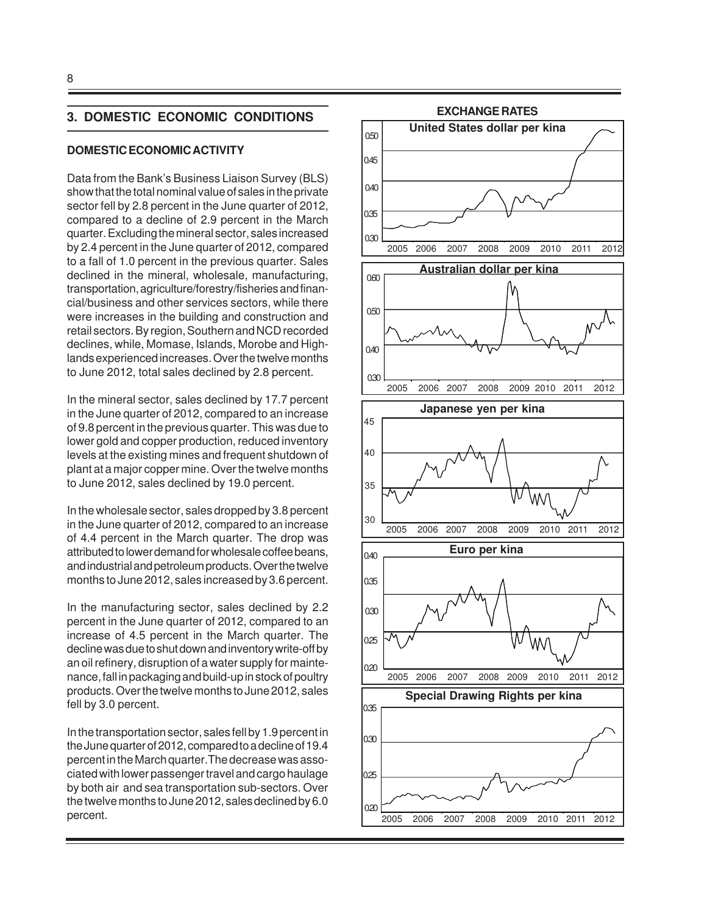## 3. DOMESTIC ECONOMIC CONDITIONS

### DOMESTIC ECONOMIC ACTIVITY

Data from the Bank's Business Liaison Survey (BLS) show that the total nominal value of sales in the private sector fell by 2.8 percent in the June quarter of 2012, compared to a decline of 2.9 percent in the March quarter. Excluding the mineral sector, sales increased by 2.4 percent in the June quarter of 2012, compared to a fall of 1.0 percent in the previous quarter. Sales declined in the mineral, wholesale, manufacturing, transportation, agriculture/forestry/fisheries and financial/business and other services sectors, while there were increases in the building and construction and retail sectors. By region, Southern and NCD recorded declines, while, Momase, Islands, Morobe and Highlands experienced increases. Over the twelve months to June 2012, total sales declined by 2.8 percent.

In the mineral sector, sales declined by 17.7 percent in the June quarter of 2012, compared to an increase of 9.8 percent in the previous quarter. This was due to lower gold and copper production, reduced inventory levels at the existing mines and frequent shutdown of plant at a major copper mine. Over the twelve months to June 2012, sales declined by 19.0 percent.

In the wholesale sector, sales dropped by 3.8 percent in the June quarter of 2012, compared to an increase of 4.4 percent in the March quarter. The drop was attributed to lower demand for wholesale coffee beans, and industrial and petroleum products. Over the twelve months to June 2012, sales increased by 3.6 percent.

In the manufacturing sector, sales declined by 2.2 percent in the June quarter of 2012, compared to an increase of 4.5 percent in the March quarter. The decline was due to shut down and inventory write-off by an oil refinery, disruption of a water supply for maintenance, fall in packaging and build-up in stock of poultry products. Over the twelve months to June 2012, sales fell by 3.0 percent.

In the transportation sector, sales fell by 1.9 percent in the June quarter of 2012, compared to a decline of 19.4 percent in the March quarter. The decrease was associated with lower passenger travel and cargo haulage by both air and sea transportation sub-sectors. Over the twelve months to June 2012, sales declined by 6.0 percent.

**EXCHANGE RATES**

**United States dollar per kina**

**Australian dollar per kina**

**Japanese yen per kina**

**Euro per kina**

**Special Drawing Rights per kina**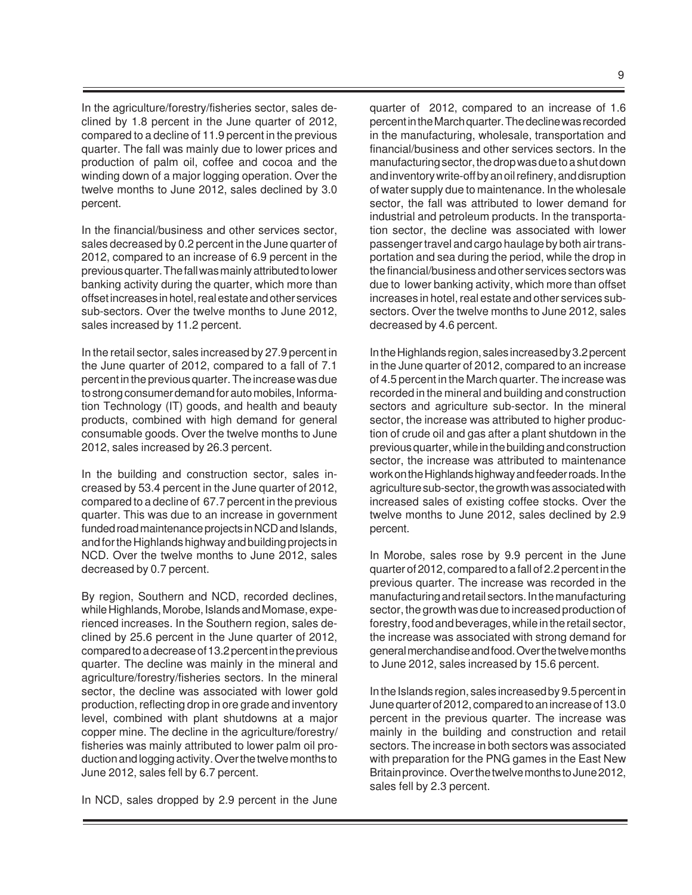In the agriculture/forestry/fisheries sector, sales declined by 1.8 percent in the June quarter of 2012, compared to a decline of 11.9 percent in the previous quarter. The fall was mainly due to lower prices and production of palm oil, coffee and cocoa and the winding down of a major logging operation. Over the twelve months to June 2012, sales declined by 3.0 percent.

In the financial/business and other services sector, sales decreased by 0.2 percent in the June quarter of 2012, compared to an increase of 6.9 percent in the previous quarter. The fall was mainly attributed to lower banking activity during the quarter, which more than offset increases in hotel, real estate and other services sub-sectors. Over the twelve months to June 2012, sales increased by 11.2 percent.

In the retail sector, sales increased by 27.9 percent in the June quarter of 2012, compared to a fall of 7.1 percent in the previous quarter. The increase was due to strong consumer demand for automobiles, Information Technology (IT) goods, and health and beauty products, combined with high demand for general consumable goods. Over the twelve months to June 2012, sales increased by 26.3 percent.

In the building and construction sector, sales increased by 53.4 percent in the June quarter of 2012, compared to a decline of 67.7 percent in the previous quarter. This was due to an increase in government funded road maintenance projects in NCD and Islands, and for the Highlands highway and building projects in NCD. Over the twelve months to June 2012, sales decreased by 0.7 percent.

By region, Southern and NCD, recorded declines, while Highlands, Morobe, Islands and Momase, experienced increases. In the Southern region, sales declined by 25.6 percent in the June quarter of 2012, compared to a decrease of 13.2 percent in the previous quarter. The decline was mainly in the mineral and agriculture/forestry/fisheries sectors. In the mineral sector, the decline was associated with lower gold production, reflecting drop in ore grade and inventory level, combined with plant shutdowns at a major copper mine. The decline in the agriculture/forestry/fisheries was mainly attributed to lower palm oil production and logging activity. Over the twelve months to June 2012, sales fell by 6.7 percent.

In NCD, sales dropped by 2.9 percent in the June quarter of 2012, compared to an increase of 1.6 percent in the March quarter. The decline was recorded in the manufacturing, wholesale, transportation and financial/business and other services sectors. In the manufacturing sector, the drop was due to a shut down and inventory write-off by an oil refinery, and disruption of water supply due to maintenance. In the wholesale sector, the fall was attributed to lower demand for industrial and petroleum products. In the transportation sector, the decline was associated with lower passenger travel and cargo haulage by both air transportation and sea during the period, while the drop in the financial/business and other services sectors was due to lower banking activity, which more than offset increases in hotel, real estate and other services subsectors. Over the twelve months to June 2012, sales decreased by 4.6 percent.

In the Highlands region, sales increased by 3.2 percent in the June quarter of 2012, compared to an increase of 4.5 percent in the March quarter. The increase was recorded in the mineral and building and construction sectors and agriculture sub-sector. In the mineral sector, the increase was attributed to higher production of crude oil and gas after a plant shutdown in the previous quarter, while in the building and construction sector, the increase was attributed to maintenance work on the Highlands highway and feeder roads. In the agriculture sub-sector, the growth was associated with increased sales of existing coffee stocks. Over the twelve months to June 2012, sales declined by 2.9 percent.

In Morobe, sales rose by 9.9 percent in the June quarter of 2012, compared to a fall of 2.2 percent in the previous quarter. The increase was recorded in the manufacturing and retail sectors. In the manufacturing sector, the growth was due to increased production of forestry, food and beverages, while in the retail sector, the increase was associated with strong demand for general merchandise and food. Over the twelve months to June 2012, sales increased by 15.6 percent.

In the Islands region, sales increased by 9.5 percent in June quarter of 2012, compared to an increase of 13.0 percent in the previous quarter. The increase was mainly in the building and construction and retail sectors. The increase in both sectors was associated with preparation for the PNG games in the East New Britain province. Over the twelve months to June 2012, sales fell by 2.3 percent.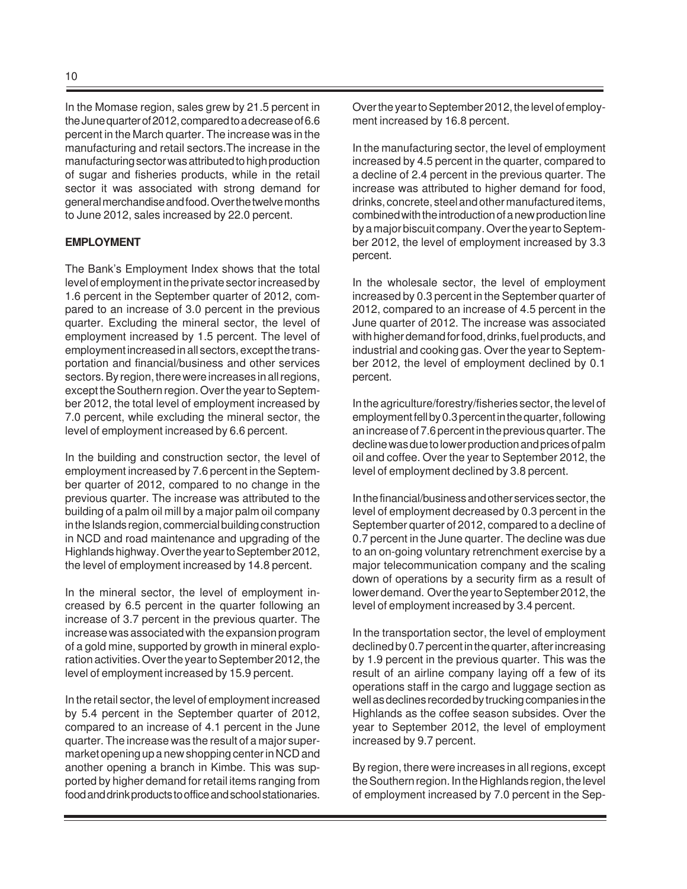In the Momase region, sales grew by 21.5 percent in the June quarter of 2012, compared to a decrease of 6.6 percent in the March quarter. The increase was in the manufacturing and retail sectors.The increase in the manufacturing sector was attributed to high production of sugar and fisheries products, while in the retail sector it was associated with strong demand for general merchandise and food. Over the twelve months to June 2012, sales increased by 22.0 percent.

**EMPLOYMENT**

The Bank's Employment Index shows that the total level of employment in the private sector increased by 1.6 percent in the September quarter of 2012, compared to an increase of 3.0 percent in the previous quarter. Excluding the mineral sector, the level of employment increased by 1.5 percent. The level of employment increased in all sectors, except the transportation and financial/business and other services sectors. By region, there were increases in all regions, except the Southern region. Over the year to September 2012, the total level of employment increased by 7.0 percent, while excluding the mineral sector, the level of employment increased by 6.6 percent.

In the building and construction sector, the level of employment increased by 7.6 percent in the September quarter of 2012, compared to no change in the previous quarter. The increase was attributed to the building of a palm oil mill by a major palm oil company in the Islands region, commercial building construction in NCD and road maintenance and upgrading of the Highlands highway. Over the year to September 2012, the level of employment increased by 14.8 percent.

In the mineral sector, the level of employment increased by 6.5 percent in the quarter following an increase of 3.7 percent in the previous quarter. The increase was associated with the expansion program of a gold mine, supported by growth in mineral exploration activities. Over the year to September 2012, the level of employment increased by 15.9 percent.

In the retail sector, the level of employment increased by 5.4 percent in the September quarter of 2012, compared to an increase of 4.1 percent in the June quarter. The increase was the result of a major supermarket opening up a new shopping center in NCD and another opening a branch in Kimbe. This was supported by higher demand for retail items ranging from food and drink products to office and school stationaries. Over the year to September 2012, the level of employment increased by 16.8 percent.

In the manufacturing sector, the level of employment increased by 4.5 percent in the quarter, compared to a decline of 2.4 percent in the previous quarter. The increase was attributed to higher demand for food, drinks, concrete, steel and other manufactured items, combined with the introduction of a new production line by a major biscuit company. Over the year to September 2012, the level of employment increased by 3.3 percent.

In the wholesale sector, the level of employment increased by 0.3 percent in the September quarter of 2012, compared to an increase of 4.5 percent in the June quarter of 2012. The increase was associated with higher demand for food, drinks, fuel products, and industrial and cooking gas. Over the year to September 2012, the level of employment declined by 0.1 percent.

In the agriculture/forestry/fisheries sector, the level of employment fell by 0.3 percent in the quarter, following an increase of 7.6 percent in the previous quarter. The decline was due to lower production and prices of palm oil and coffee. Over the year to September 2012, the level of employment declined by 3.8 percent.

In the financial/business and other services sector, the level of employment decreased by 0.3 percent in the September quarter of 2012, compared to a decline of 0.7 percent in the June quarter. The decline was due to an on-going voluntary retrenchment exercise by a major telecommunication company and the scaling down of operations by a security firm as a result of lower demand. Over the year to September 2012, the level of employment increased by 3.4 percent.

In the transportation sector, the level of employment declined by 0.7 percent in the quarter, after increasing by 1.9 percent in the previous quarter. This was the result of an airline company laying off a few of its operations staff in the cargo and luggage section as well as declines recorded by trucking companies in the Highlands as the coffee season subsides. Over the year to September 2012, the level of employment increased by 9.7 percent.

By region, there were increases in all regions, except the Southern region. In the Highlands region, the level of employment increased by 7.0 percent in the Sep-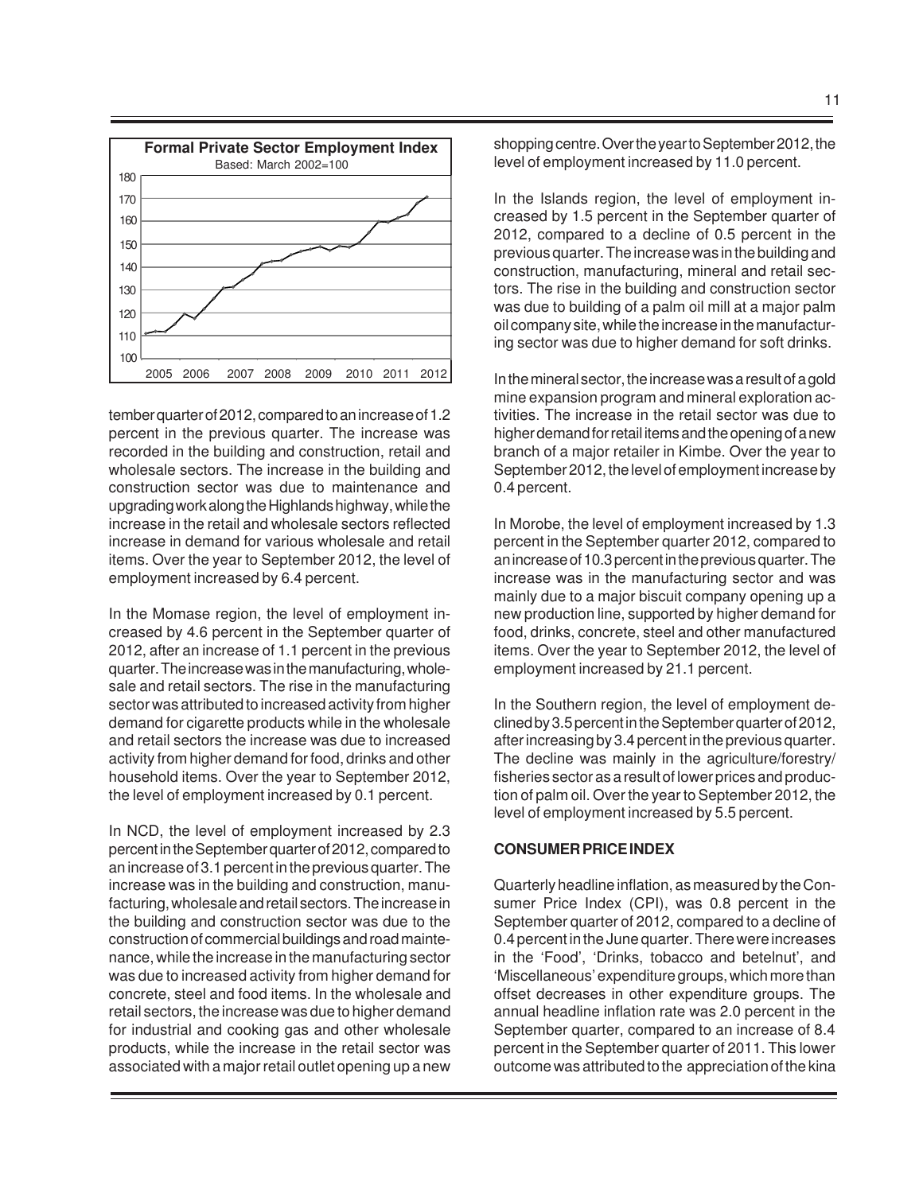**Formal Private Sector Employment Index**

Based: March 2002=100

tember quarter of 2012, compared to an increase of 1.2 percent in the previous quarter. The increase was recorded in the building and construction, retail and wholesale sectors. The increase in the building and construction sector was due to maintenance and upgrading work along the Highlands highway, while the increase in the retail and wholesale sectors reflected increase in demand for various wholesale and retail items. Over the year to September 2012, the level of employment increased by 6.4 percent.

In the Momase region, the level of employment increased by 4.6 percent in the September quarter of 2012, after an increase of 1.1 percent in the previous quarter. The increase was in the manufacturing, wholesale and retail sectors. The rise in the manufacturing sector was attributed to increased activity from higher demand for cigarette products while in the wholesale and retail sectors the increase was due to increased activity from higher demand for food, drinks and other household items. Over the year to September 2012, the level of employment increased by 0.1 percent.

In NCD, the level of employment increased by 2.3 percent in the September quarter of 2012, compared to an increase of 3.1 percent in the previous quarter. The increase was in the building and construction, manufacturing, wholesale and retail sectors. The increase in the building and construction sector was due to the construction of commercial buildings and road maintenance, while the increase in the manufacturing sector was due to increased activity from higher demand for concrete, steel and food items. In the wholesale and retail sectors, the increase was due to higher demand for industrial and cooking gas and other wholesale products, while the increase in the retail sector was associated with a major retail outlet opening up a new shopping centre. Over the year to September 2012, the level of employment increased by 11.0 percent.

In the Islands region, the level of employment increased by 1.5 percent in the September quarter of 2012, compared to a decline of 0.5 percent in the previous quarter. The increase was in the building and construction, manufacturing, mineral and retail sectors. The rise in the building and construction sector was due to building of a palm oil mill at a major palm oil company site, while the increase in the manufacturing sector was due to higher demand for soft drinks.

In the mineral sector, the increase was a result of a gold mine expansion program and mineral exploration activities. The increase in the retail sector was due to higher demand for retail items and the opening of a new branch of a major retailer in Kimbe. Over the year to September 2012, the level of employment increase by 0.4 percent.

In Morobe, the level of employment increased by 1.3 percent in the September quarter 2012, compared to an increase of 10.3 percent in the previous quarter. The increase was in the manufacturing sector and was mainly due to a major biscuit company opening up a new production line, supported by higher demand for food, drinks, concrete, steel and other manufactured items. Over the year to September 2012, the level of employment increased by 21.1 percent.

In the Southern region, the level of employment declined by 3.5 percent in the September quarter of 2012, after increasing by 3.4 percent in the previous quarter. The decline was mainly in the agriculture/forestry/fisheries sector as a result of lower prices and production of palm oil. Over the year to September 2012, the level of employment increased by 5.5 percent.

**CONSUMER PRICE INDEX**

Quarterly headline inflation, as measured by the Consumer Price Index (CPI), was 0.8 percent in the September quarter of 2012, compared to a decline of 0.4 percent in the June quarter. There were increases in the 'Food', 'Drinks, tobacco and betelnut', and 'Miscellaneous' expenditure groups, which more than offset decreases in other expenditure groups. The annual headline inflation rate was 2.0 percent in the September quarter, compared to an increase of 8.4 percent in the September quarter of 2011. This lower outcome was attributed to the appreciation of the kina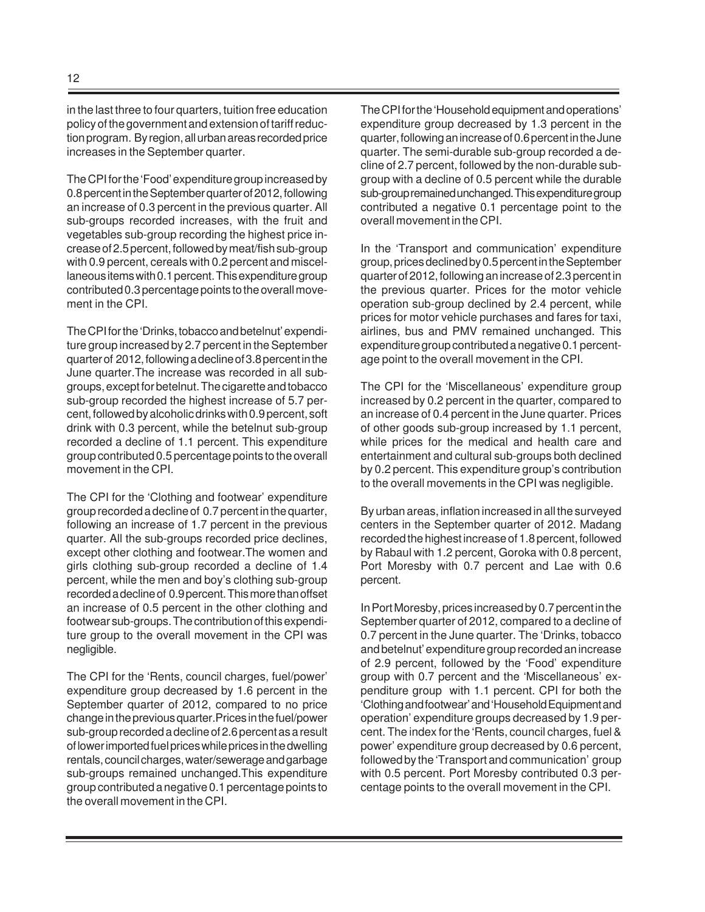in the last three to four quarters, tuition free education policy of the government and extension of tariff reduction program. By region, all urban areas recorded price increases in the September quarter.

The CPI for the 'Food' expenditure group increased by 0.8 percent in the September quarter of 2012, following an increase of 0.3 percent in the previous quarter. All sub-groups recorded increases, with the fruit and vegetables sub-group recording the highest price increase of 2.5 percent, followed by meat/fish sub-group with 0.9 percent, cereals with 0.2 percent and miscellaneous items with 0.1 percent. This expenditure group contributed 0.3 percentage points to the overall movement in the CPI.

The CPI for the 'Drinks, tobacco and betelnut' expenditure group increased by 2.7 percent in the September quarter of 2012, following a decline of 3.8 percent in the June quarter. The increase was recorded in all sub-groups, except for betelnut. The cigarette and tobacco sub-group recorded the highest increase of 5.7 percent, followed by alcoholic drinks with 0.9 percent, soft drink with 0.3 percent, while the betelnut sub-group recorded a decline of 1.1 percent. This expenditure group contributed 0.5 percentage points to the overall movement in the CPI.

The CPI for the 'Clothing and footwear' expenditure group recorded a decline of 0.7 percent in the quarter, following an increase of 1.7 percent in the previous quarter. All the sub-groups recorded price declines, except other clothing and footwear. The women and girls clothing sub-group recorded a decline of 1.4 percent, while the men and boy's clothing sub-group recorded a decline of 0.9 percent. This more than offset an increase of 0.5 percent in the other clothing and footwear sub-groups. The contribution of this expenditure group to the overall movement in the CPI was negligible.

The CPI for the 'Rents, council charges, fuel/power' expenditure group decreased by 1.6 percent in the September quarter of 2012, compared to no price change in the previous quarter. Prices in the fuel/power sub-group recorded a decline of 2.6 percent as a result of lower imported fuel prices while prices in the dwelling rentals, council charges, water/sewerage and garbage sub-groups remained unchanged. This expenditure group contributed a negative 0.1 percentage points to the overall movement in the CPI.

The CPI for the 'Household equipment and operations' expenditure group decreased by 1.3 percent in the quarter, following an increase of 0.6 percent in the June quarter. The semi-durable sub-group recorded a decline of 2.7 percent, followed by the non-durable sub-group with a decline of 0.5 percent while the durable sub-group remained unchanged. This expenditure group contributed a negative 0.1 percentage point to the overall movement in the CPI.

In the 'Transport and communication' expenditure group, prices declined by 0.5 percent in the September quarter of 2012, following an increase of 2.3 percent in the previous quarter. Prices for the motor vehicle operation sub-group declined by 2.4 percent, while prices for motor vehicle purchases and fares for taxi, airlines, bus and PMV remained unchanged. This expenditure group contributed a negative 0.1 percentage point to the overall movement in the CPI.

The CPI for the 'Miscellaneous' expenditure group increased by 0.2 percent in the quarter, compared to an increase of 0.4 percent in the June quarter. Prices of other goods sub-group increased by 1.1 percent, while prices for the medical and health care and entertainment and cultural sub-groups both declined by 0.2 percent. This expenditure group's contribution to the overall movements in the CPI was negligible.

By urban areas, inflation increased in all the surveyed centers in the September quarter of 2012. Madang recorded the highest increase of 1.8 percent, followed by Rabaul with 1.2 percent, Goroka with 0.8 percent, Port Moresby with 0.7 percent and Lae with 0.6 percent.

In Port Moresby, prices increased by 0.7 percent in the September quarter of 2012, compared to a decline of 0.7 percent in the June quarter. The 'Drinks, tobacco and betelnut' expenditure group recorded an increase of 2.9 percent, followed by the 'Food' expenditure group with 0.7 percent and the 'Miscellaneous' expenditure group with 1.1 percent. CPI for both the 'Clothing and footwear' and 'Household Equipment and operation' expenditure groups decreased by 1.9 percent. The index for the 'Rents, council charges, fuel & power' expenditure group decreased by 0.6 percent, followed by the 'Transport and communication' group with 0.5 percent. Port Moresby contributed 0.3 percentage points to the overall movement in the CPI.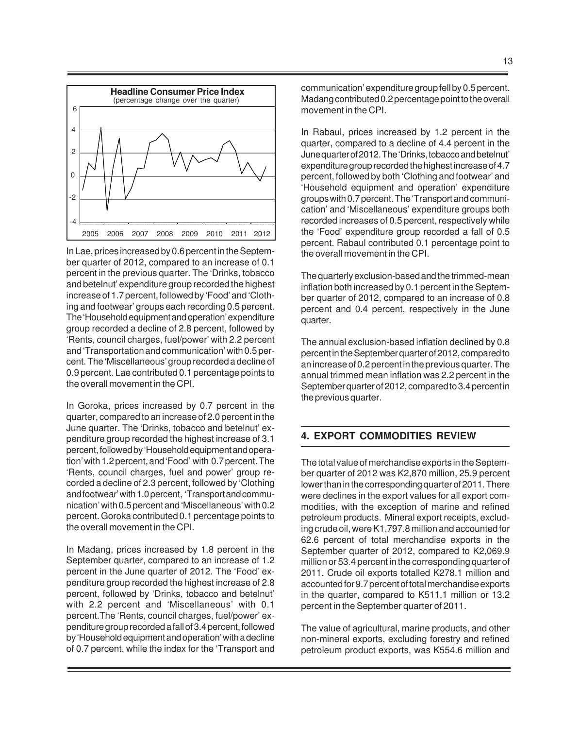**Headline Consumer Price Index**
(percentage change over the quarter)

In Lae, prices increased by 0.6 percent in the September quarter of 2012, compared to an increase of 0.1 percent in the previous quarter. The 'Drinks, tobacco and betelnut' expenditure group recorded the highest increase of 1.7 percent, followed by 'Food' and 'Clothing and footwear' groups each recording 0.5 percent. The 'Household equipment and operation' expenditure group recorded a decline of 2.8 percent, followed by 'Rents, council charges, fuel/power' with 2.2 percent and 'Transportation and communication' with 0.5 percent. The 'Miscellaneous' group recorded a decline of 0.9 percent. Lae contributed 0.1 percentage points to the overall movement in the CPI.

In Goroka, prices increased by 0.7 percent in the quarter, compared to an increase of 2.0 percent in the June quarter. The 'Drinks, tobacco and betelnut' expenditure group recorded the highest increase of 3.1 percent, followed by 'Household equipment and operation' with 1.2 percent, and 'Food' with 0.7 percent. The 'Rents, council charges, fuel and power' group recorded a decline of 2.3 percent, followed by 'Clothing and footwear' with 1.0 percent, 'Transport and communication' with 0.5 percent and 'Miscellaneous' with 0.2 percent. Goroka contributed 0.1 percentage points to the overall movement in the CPI.

In Madang, prices increased by 1.8 percent in the September quarter, compared to an increase of 1.2 percent in the June quarter of 2012. The 'Food' expenditure group recorded the highest increase of 2.8 percent, followed by 'Drinks, tobacco and betelnut' with 2.2 percent and 'Miscellaneous' with 0.1 percent.The 'Rents, council charges, fuel/power' expenditure group recorded a fall of 3.4 percent, followed by 'Household equipment and operation' with a decline of 0.7 percent, while the index for the 'Transport and communication' expenditure group fell by 0.5 percent. Madang contributed 0.2 percentage point to the overall movement in the CPI.

In Rabaul, prices increased by 1.2 percent in the quarter, compared to a decline of 4.4 percent in the June quarter of 2012. The 'Drinks, tobacco and betelnut' expenditure group recorded the highest increase of 4.7 percent, followed by both 'Clothing and footwear' and 'Household equipment and operation' expenditure groups with 0.7 percent. The 'Transport and communication' and 'Miscellaneous' expenditure groups both recorded increases of 0.5 percent, respectively while the 'Food' expenditure group recorded a fall of 0.5 percent. Rabaul contributed 0.1 percentage point to the overall movement in the CPI.

The quarterly exclusion-based and the trimmed-mean inflation both increased by 0.1 percent in the September quarter of 2012, compared to an increase of 0.8 percent and 0.4 percent, respectively in the June quarter.

The annual exclusion-based inflation declined by 0.8 percent in the September quarter of 2012, compared to an increase of 0.2 percent in the previous quarter. The annual trimmed mean inflation was 2.2 percent in the September quarter of 2012, compared to 3.4 percent in the previous quarter.

## 4. EXPORT COMMODITIES REVIEW

The total value of merchandise exports in the September quarter of 2012 was K2,870 million, 25.9 percent lower than in the corresponding quarter of 2011. There were declines in the export values for all export commodities, with the exception of marine and refined petroleum products. Mineral export receipts, excluding crude oil, were K1,797.8 million and accounted for 62.6 percent of total merchandise exports in the September quarter of 2012, compared to K2,069.9 million or 53.4 percent in the corresponding quarter of 2011. Crude oil exports totalled K278.1 million and accounted for 9.7 percent of total merchandise exports in the quarter, compared to K511.1 million or 13.2 percent in the September quarter of 2011.

The value of agricultural, marine products, and other non-mineral exports, excluding forestry and refined petroleum product exports, was K554.6 million and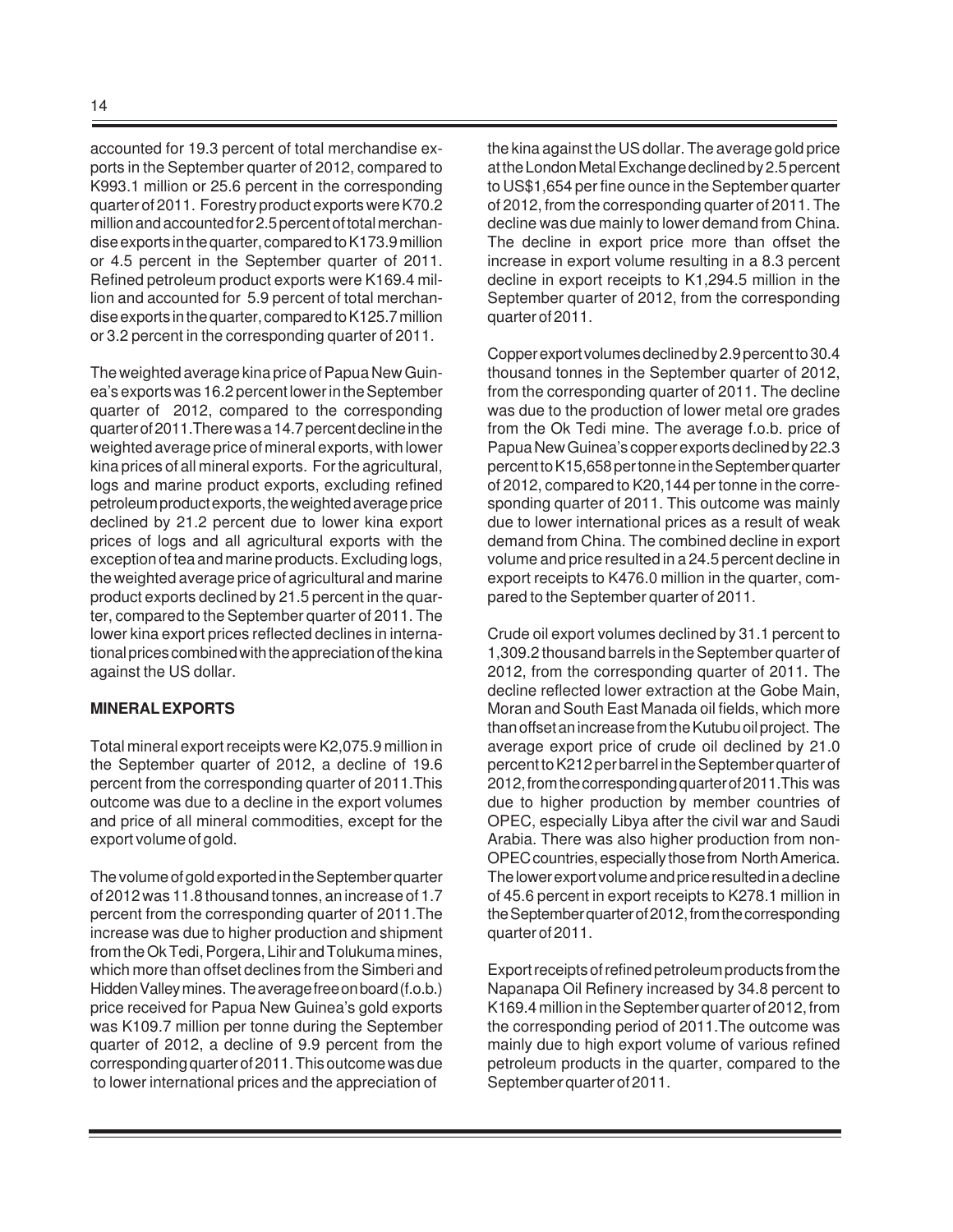accounted for 19.3 percent of total merchandise exports in the September quarter of 2012, compared to K993.1 million or 25.6 percent in the corresponding quarter of 2011. Forestry product exports were K70.2 million and accounted for 2.5 percent of total merchandise exports in the quarter, compared to K173.9 million or 4.5 percent in the September quarter of 2011. Refined petroleum product exports were K169.4 million and accounted for 5.9 percent of total merchandise exports in the quarter, compared to K125.7 million or 3.2 percent in the corresponding quarter of 2011.

The weighted average kina price of Papua New Guinea's exports was 16.2 percent lower in the September quarter of 2012, compared to the corresponding quarter of 2011. There was a 14.7 percent decline in the weighted average price of mineral exports, with lower kina prices of all mineral exports. For the agricultural, logs and marine product exports, excluding refined petroleum product exports, the weighted average price declined by 21.2 percent due to lower kina export prices of logs and all agricultural exports with the exception of tea and marine products. Excluding logs, the weighted average price of agricultural and marine product exports declined by 21.5 percent in the quarter, compared to the September quarter of 2011. The lower kina export prices reflected declines in international prices combined with the appreciation of the kina against the US dollar.

**MINERAL EXPORTS**

Total mineral export receipts were K2,075.9 million in the September quarter of 2012, a decline of 19.6 percent from the corresponding quarter of 2011. This outcome was due to a decline in the export volumes and price of all mineral commodities, except for the export volume of gold.

The volume of gold exported in the September quarter of 2012 was 11.8 thousand tonnes, an increase of 1.7 percent from the corresponding quarter of 2011. The increase was due to higher production and shipment from the Ok Tedi, Porgera, Lihir and Tolukuma mines, which more than offset declines from the Simberi and Hidden Valley mines. The average free on board (f.o.b.) price received for Papua New Guinea's gold exports was K109.7 million per tonne during the September quarter of 2012, a decline of 9.9 percent from the corresponding quarter of 2011. This outcome was due to lower international prices and the appreciation of the kina against the US dollar. The average gold price at the London Metal Exchange declined by 2.5 percent to US$1,654 per fine ounce in the September quarter of 2012, from the corresponding quarter of 2011. The decline was due mainly to lower demand from China. The decline in export price more than offset the increase in export volume resulting in a 8.3 percent decline in export receipts to K1,294.5 million in the September quarter of 2012, from the corresponding quarter of 2011.

Copper export volumes declined by 2.9 percent to 30.4 thousand tonnes in the September quarter of 2012, from the corresponding quarter of 2011. The decline was due to the production of lower metal ore grades from the Ok Tedi mine. The average f.o.b. price of Papua New Guinea's copper exports declined by 22.3 percent to K15,658 per tonne in the September quarter of 2012, compared to K20,144 per tonne in the corresponding quarter of 2011. This outcome was mainly due to lower international prices as a result of weak demand from China. The combined decline in export volume and price resulted in a 24.5 percent decline in export receipts to K476.0 million in the quarter, compared to the September quarter of 2011.

Crude oil export volumes declined by 31.1 percent to 1,309.2 thousand barrels in the September quarter of 2012, from the corresponding quarter of 2011. The decline reflected lower extraction at the Gobe Main, Moran and South East Manada oil fields, which more than offset an increase from the Kutubu oil project. The average export price of crude oil declined by 21.0 percent to K212 per barrel in the September quarter of 2012, from the corresponding quarter of 2011. This was due to higher production by member countries of OPEC, especially Libya after the civil war and Saudi Arabia. There was also higher production from non-OPEC countries, especially those from North America. The lower export volume and price resulted in a decline of 45.6 percent in export receipts to K278.1 million in the September quarter of 2012, from the corresponding quarter of 2011.

Export receipts of refined petroleum products from the Napanapa Oil Refinery increased by 34.8 percent to K169.4 million in the September quarter of 2012, from the corresponding period of 2011. The outcome was mainly due to high export volume of various refined petroleum products in the quarter, compared to the September quarter of 2011.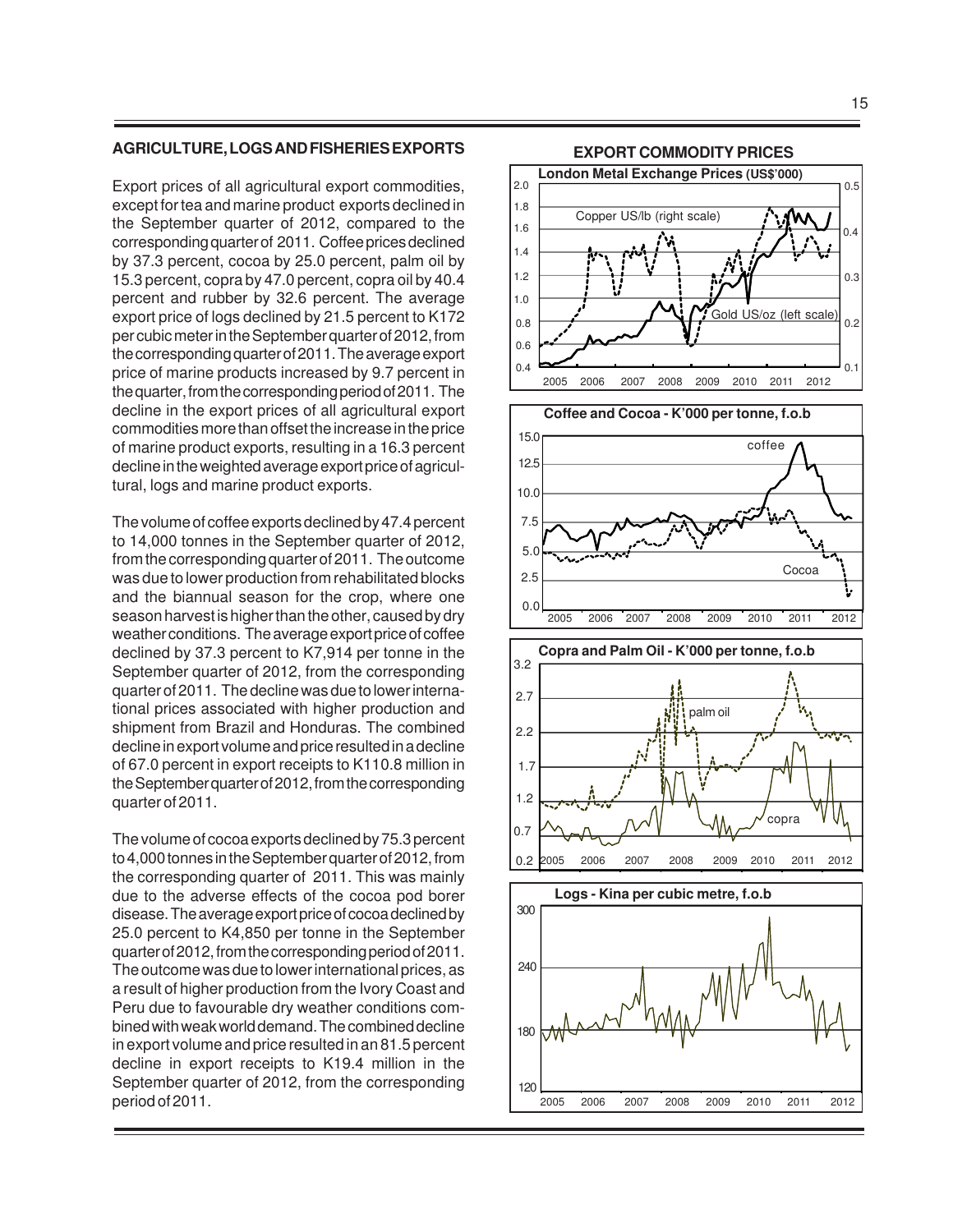## AGRICULTURE, LOGS AND FISHERIES EXPORTS

Export prices of all agricultural export commodities, except for tea and marine product exports declined in the September quarter of 2012, compared to the corresponding quarter of 2011. Coffee prices declined by 37.3 percent, cocoa by 25.0 percent, palm oil by 15.3 percent, copra by 47.0 percent, copra oil by 40.4 percent and rubber by 32.6 percent. The average export price of logs declined by 21.5 percent to K172 per cubic meter in the September quarter of 2012, from the corresponding quarter of 2011. The average export price of marine products increased by 9.7 percent in the quarter, from the corresponding period of 2011. The decline in the export prices of all agricultural export commodities more than offset the increase in the price of marine product exports, resulting in a 16.3 percent decline in the weighted average export price of agricultural, logs and marine product exports.

The volume of coffee exports declined by 47.4 percent to 14,000 tonnes in the September quarter of 2012, from the corresponding quarter of 2011. The outcome was due to lower production from rehabilitated blocks and the biannual season for the crop, where one season harvest is higher than the other, caused by dry weather conditions. The average export price of coffee declined by 37.3 percent to K7,914 per tonne in the September quarter of 2012, from the corresponding quarter of 2011. The decline was due to lower international prices associated with higher production and shipment from Brazil and Honduras. The combined decline in export volume and price resulted in a decline of 67.0 percent in export receipts to K110.8 million in the September quarter of 2012, from the corresponding quarter of 2011.

The volume of cocoa exports declined by 75.3 percent to 4,000 tonnes in the September quarter of 2012, from the corresponding quarter of 2011. This was mainly due to the adverse effects of the cocoa pod borer disease. The average export price of cocoa declined by 25.0 percent to K4,850 per tonne in the September quarter of 2012, from the corresponding period of 2011. The outcome was due to lower international prices, as a result of higher production from the Ivory Coast and Peru due to favourable dry weather conditions combined with weak world demand. The combined decline in export volume and price resulted in an 81.5 percent decline in export receipts to K19.4 million in the September quarter of 2012, from the corresponding period of 2011.

**EXPORT COMMODITY PRICES**

**London Metal Exchange Prices (US$'000)**

**Coffee and Cocoa - K'000 per tonne, f.o.b**

**Copra and Palm Oil - K'000 per tonne, f.o.b**

**Logs - Kina per cubic metre, f.o.b**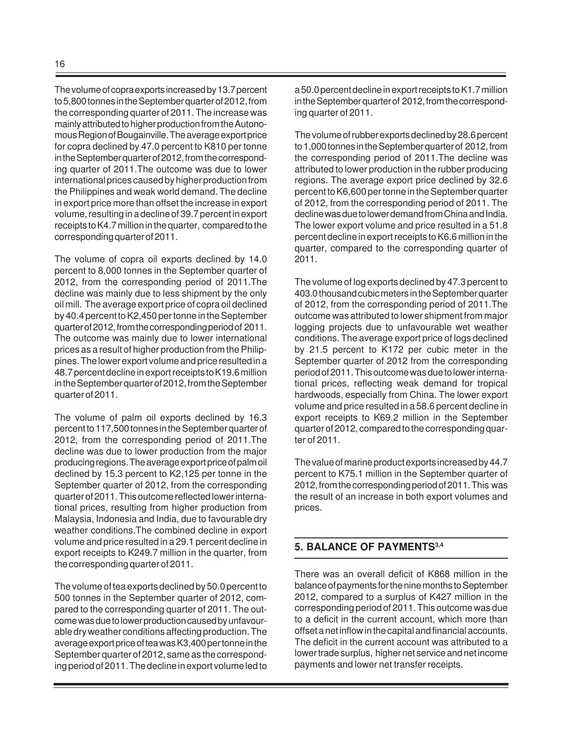The volume of copra exports increased by 13.7 percent to 5,800 tonnes in the September quarter of 2012, from the corresponding quarter of 2011. The increase was mainly attributed to higher production from the Autonomous Region of Bougainville. The average export price for copra declined by 47.0 percent to K810 per tonne in the September quarter of 2012, from the corresponding quarter of 2011.The outcome was due to lower international prices caused by higher production from the Philippines and weak world demand. The decline in export price more than offset the increase in export volume, resulting in a decline of 39.7 percent in export receipts to K4.7 million in the quarter, compared to the corresponding quarter of 2011.

The volume of copra oil exports declined by 14.0 percent to 8,000 tonnes in the September quarter of 2012, from the corresponding period of 2011.The decline was mainly due to less shipment by the only oil mill. The average export price of copra oil declined by 40.4 percent to K2,450 per tonne in the September quarter of 2012, from the corresponding period of 2011. The outcome was mainly due to lower international prices as a result of higher production from the Philippines. The lower export volume and price resulted in a 48.7 percent decline in export receipts to K19.6 million in the September quarter of 2012, from the September quarter of 2011.

The volume of palm oil exports declined by 16.3 percent to 117,500 tonnes in the September quarter of 2012, from the corresponding period of 2011.The decline was due to lower production from the major producing regions. The average export price of palm oil declined by 15.3 percent to K2,125 per tonne in the September quarter of 2012, from the corresponding quarter of 2011. This outcome reflected lower international prices, resulting from higher production from Malaysia, Indonesia and India, due to favourable dry weather conditions.The combined decline in export volume and price resulted in a 29.1 percent decline in export receipts to K249.7 million in the quarter, from the corresponding quarter of 2011.

The volume of tea exports declined by 50.0 percent to 500 tonnes in the September quarter of 2012, compared to the corresponding quarter of 2011. The outcome was due to lower production caused by unfavourable dry weather conditions affecting production. The average export price of tea was K3,400 per tonne in the September quarter of 2012, same as the corresponding period of 2011. The decline in export volume led to a 50.0 percent decline in export receipts to K1.7 million in the September quarter of 2012, from the corresponding quarter of 2011.

The volume of rubber exports declined by 28.6 percent to 1,000 tonnes in the September quarter of 2012, from the corresponding period of 2011.The decline was attributed to lower production in the rubber producing regions. The average export price declined by 32.6 percent to K6,600 per tonne in the September quarter of 2012, from the corresponding period of 2011. The decline was due to lower demand from China and India. The lower export volume and price resulted in a 51.8 percent decline in export receipts to K6.6 million in the quarter, compared to the corresponding quarter of 2011.

The volume of log exports declined by 47.3 percent to 403.0 thousand cubic meters in the September quarter of 2012, from the corresponding period of 2011.The outcome was attributed to lower shipment from major logging projects due to unfavourable wet weather conditions. The average export price of logs declined by 21.5 percent to K172 per cubic meter in the September quarter of 2012 from the corresponding period of 2011. This outcome was due to lower international prices, reflecting weak demand for tropical hardwoods, especially from China. The lower export volume and price resulted in a 58.6 percent decline in export receipts to K69.2 million in the September quarter of 2012, compared to the corresponding quarter of 2011.

The value of marine product exports increased by 44.7 percent to K75.1 million in the September quarter of 2012, from the corresponding period of 2011. This was the result of an increase in both export volumes and prices.

## 5. BALANCE OF PAYMENTS[3,4]

There was an overall deficit of K868 million in the balance of payments for the nine months to September 2012, compared to a surplus of K427 million in the corresponding period of 2011. This outcome was due to a deficit in the current account, which more than offset a net inflow in the capital and financial accounts. The deficit in the current account was attributed to a lower trade surplus, higher net service and net income payments and lower net transfer receipts.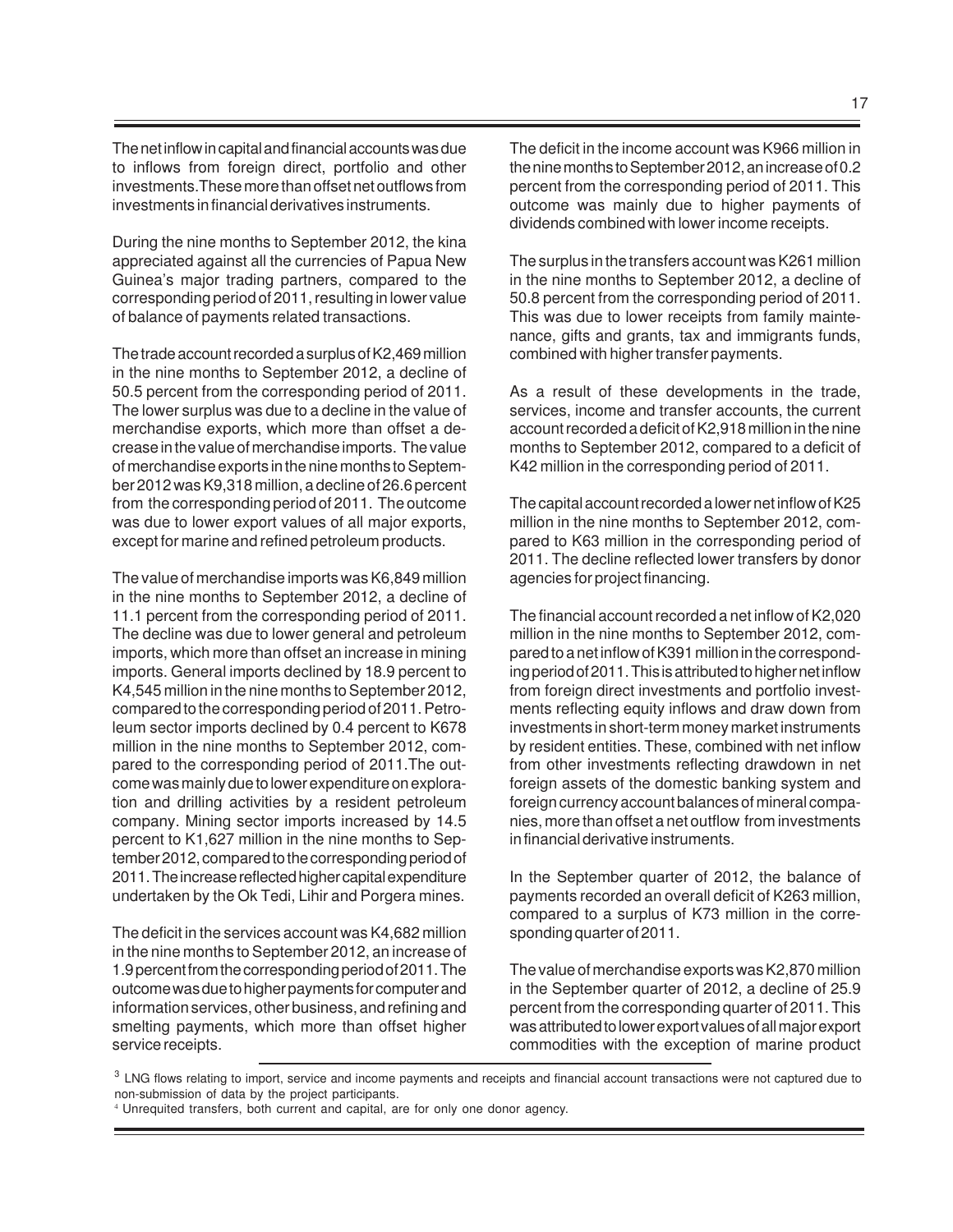The net inflow in capital and financial accounts was due to inflows from foreign direct, portfolio and other investments. These more than offset net outflows from investments in financial derivatives instruments.

During the nine months to September 2012, the kina appreciated against all the currencies of Papua New Guinea's major trading partners, compared to the corresponding period of 2011, resulting in lower value of balance of payments related transactions.

The trade account recorded a surplus of K2,469 million in the nine months to September 2012, a decline of 50.5 percent from the corresponding period of 2011. The lower surplus was due to a decline in the value of merchandise exports, which more than offset a decrease in the value of merchandise imports. The value of merchandise exports in the nine months to September 2012 was K9,318 million, a decline of 26.6 percent from the corresponding period of 2011. The outcome was due to lower export values of all major exports, except for marine and refined petroleum products.

The value of merchandise imports was K6,849 million in the nine months to September 2012, a decline of 11.1 percent from the corresponding period of 2011. The decline was due to lower general and petroleum imports, which more than offset an increase in mining imports. General imports declined by 18.9 percent to K4,545 million in the nine months to September 2012, compared to the corresponding period of 2011. Petroleum sector imports declined by 0.4 percent to K678 million in the nine months to September 2012, compared to the corresponding period of 2011. The outcome was mainly due to lower expenditure on exploration and drilling activities by a resident petroleum company. Mining sector imports increased by 14.5 percent to K1,627 million in the nine months to September 2012, compared to the corresponding period of 2011. The increase reflected higher capital expenditure undertaken by the Ok Tedi, Lihir and Porgera mines.

The deficit in the services account was K4,682 million in the nine months to September 2012, an increase of 1.9 percent from the corresponding period of 2011. The outcome was due to higher payments for computer and information services, other business, and refining and smelting payments, which more than offset higher service receipts.

The deficit in the income account was K966 million in the nine months to September 2012, an increase of 0.2 percent from the corresponding period of 2011. This outcome was mainly due to higher payments of dividends combined with lower income receipts.

The surplus in the transfers account was K261 million in the nine months to September 2012, a decline of 50.8 percent from the corresponding period of 2011. This was due to lower receipts from family maintenance, gifts and grants, tax and immigrants funds, combined with higher transfer payments.

As a result of these developments in the trade, services, income and transfer accounts, the current account recorded a deficit of K2,918 million in the nine months to September 2012, compared to a deficit of K42 million in the corresponding period of 2011.

The capital account recorded a lower net inflow of K25 million in the nine months to September 2012, compared to K63 million in the corresponding period of 2011. The decline reflected lower transfers by donor agencies for project financing.

The financial account recorded a net inflow of K2,020 million in the nine months to September 2012, compared to a net inflow of K391 million in the corresponding period of 2011. This is attributed to higher net inflow from foreign direct investments and portfolio investments reflecting equity inflows and draw down from investments in short-term money market instruments by resident entities. These, combined with net inflow from other investments reflecting drawdown in net foreign assets of the domestic banking system and foreign currency account balances of mineral companies, more than offset a net outflow from investments in financial derivative instruments.

In the September quarter of 2012, the balance of payments recorded an overall deficit of K263 million, compared to a surplus of K73 million in the corresponding quarter of 2011.

The value of merchandise exports was K2,870 million in the September quarter of 2012, a decline of 25.9 percent from the corresponding quarter of 2011. This was attributed to lower export values of all major export commodities with the exception of marine product

---

[3] LNG flows relating to import, service and income payments and receipts and financial account transactions were not captured due to non-submission of data by the project participants.

[4] Unrequited transfers, both current and capital, are for only one donor agency.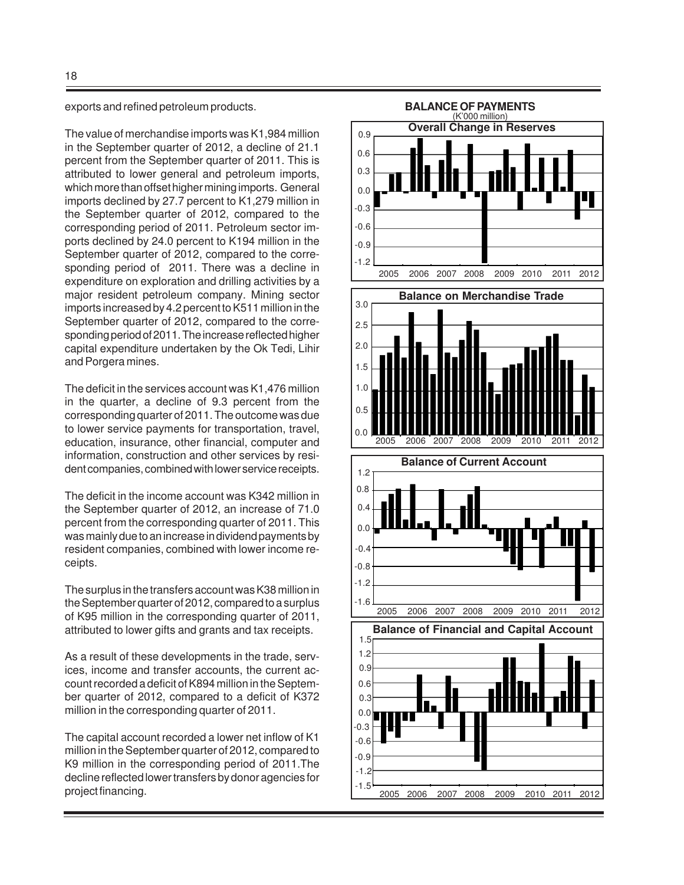exports and refined petroleum products.

The value of merchandise imports was K1,984 million in the September quarter of 2012, a decline of 21.1 percent from the September quarter of 2011. This is attributed to lower general and petroleum imports, which more than offset higher mining imports. General imports declined by 27.7 percent to K1,279 million in the September quarter of 2012, compared to the corresponding period of 2011. Petroleum sector imports declined by 24.0 percent to K194 million in the September quarter of 2012, compared to the corresponding period of 2011. There was a decline in expenditure on exploration and drilling activities by a major resident petroleum company. Mining sector imports increased by 4.2 percent to K511 million in the September quarter of 2012, compared to the corresponding period of 2011. The increase reflected higher capital expenditure undertaken by the Ok Tedi, Lihir and Porgera mines.

The deficit in the services account was K1,476 million in the quarter, a decline of 9.3 percent from the corresponding quarter of 2011. The outcome was due to lower service payments for transportation, travel, education, insurance, other financial, computer and information, construction and other services by resident companies, combined with lower service receipts.

The deficit in the income account was K342 million in the September quarter of 2012, an increase of 71.0 percent from the corresponding quarter of 2011. This was mainly due to an increase in dividend payments by resident companies, combined with lower income receipts.

The surplus in the transfers account was K38 million in the September quarter of 2012, compared to a surplus of K95 million in the corresponding quarter of 2011, attributed to lower gifts and grants and tax receipts.

As a result of these developments in the trade, services, income and transfer accounts, the current account recorded a deficit of K894 million in the September quarter of 2012, compared to a deficit of K372 million in the corresponding quarter of 2011.

The capital account recorded a lower net inflow of K1 million in the September quarter of 2012, compared to K9 million in the corresponding period of 2011. The decline reflected lower transfers by donor agencies for project financing.

**BALANCE OF PAYMENTS**
(K'000 million)

**Overall Change in Reserves**

**Balance on Merchandise Trade**

**Balance of Current Account**

**Balance of Financial and Capital Account**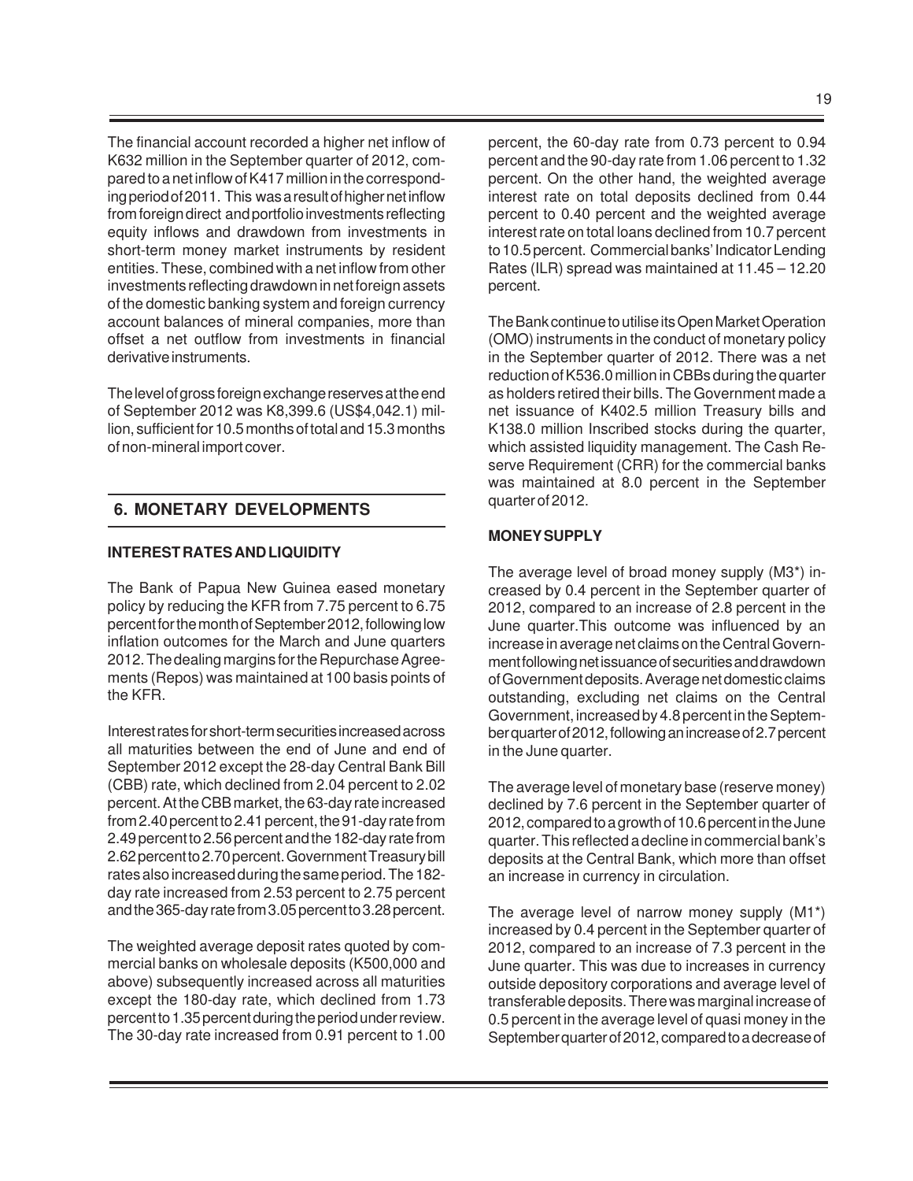The financial account recorded a higher net inflow of K632 million in the September quarter of 2012, compared to a net inflow of K417 million in the corresponding period of 2011. This was a result of higher net inflow from foreign direct and portfolio investments reflecting equity inflows and drawdown from investments in short-term money market instruments by resident entities. These, combined with a net inflow from other investments reflecting drawdown in net foreign assets of the domestic banking system and foreign currency account balances of mineral companies, more than offset a net outflow from investments in financial derivative instruments.

The level of gross foreign exchange reserves at the end of September 2012 was K8,399.6 (US$4,042.1) million, sufficient for 10.5 months of total and 15.3 months of non-mineral import cover.

## 6. MONETARY DEVELOPMENTS

### INTEREST RATES AND LIQUIDITY

The Bank of Papua New Guinea eased monetary policy by reducing the KFR from 7.75 percent to 6.75 percent for the month of September 2012, following low inflation outcomes for the March and June quarters 2012. The dealing margins for the Repurchase Agreements (Repos) was maintained at 100 basis points of the KFR.

Interest rates for short-term securities increased across all maturities between the end of June and end of September 2012 except the 28-day Central Bank Bill (CBB) rate, which declined from 2.04 percent to 2.02 percent. At the CBB market, the 63-day rate increased from 2.40 percent to 2.41 percent, the 91-day rate from 2.49 percent to 2.56 percent and the 182-day rate from 2.62 percent to 2.70 percent. Government Treasury bill rates also increased during the same period. The 182-day rate increased from 2.53 percent to 2.75 percent and the 365-day rate from 3.05 percent to 3.28 percent.

The weighted average deposit rates quoted by commercial banks on wholesale deposits (K500,000 and above) subsequently increased across all maturities except the 180-day rate, which declined from 1.73 percent to 1.35 percent during the period under review. The 30-day rate increased from 0.91 percent to 1.00 percent, the 60-day rate from 0.73 percent to 0.94 percent and the 90-day rate from 1.06 percent to 1.32 percent. On the other hand, the weighted average interest rate on total deposits declined from 0.44 percent to 0.40 percent and the weighted average interest rate on total loans declined from 10.7 percent to 10.5 percent. Commercial banks' Indicator Lending Rates (ILR) spread was maintained at 11.45 – 12.20 percent.

The Bank continue to utilise its Open Market Operation (OMO) instruments in the conduct of monetary policy in the September quarter of 2012. There was a net reduction of K536.0 million in CBBs during the quarter as holders retired their bills. The Government made a net issuance of K402.5 million Treasury bills and K138.0 million Inscribed stocks during the quarter, which assisted liquidity management. The Cash Reserve Requirement (CRR) for the commercial banks was maintained at 8.0 percent in the September quarter of 2012.

### MONEY SUPPLY

The average level of broad money supply (M3*) increased by 0.4 percent in the September quarter of 2012, compared to an increase of 2.8 percent in the June quarter.This outcome was influenced by an increase in average net claims on the Central Government following net issuance of securities and drawdown of Government deposits. Average net domestic claims outstanding, excluding net claims on the Central Government, increased by 4.8 percent in the September quarter of 2012, following an increase of 2.7 percent in the June quarter.

The average level of monetary base (reserve money) declined by 7.6 percent in the September quarter of 2012, compared to a growth of 10.6 percent in the June quarter. This reflected a decline in commercial bank's deposits at the Central Bank, which more than offset an increase in currency in circulation.

The average level of narrow money supply (M1*) increased by 0.4 percent in the September quarter of 2012, compared to an increase of 7.3 percent in the June quarter. This was due to increases in currency outside depository corporations and average level of transferable deposits. There was marginal increase of 0.5 percent in the average level of quasi money in the September quarter of 2012, compared to a decrease of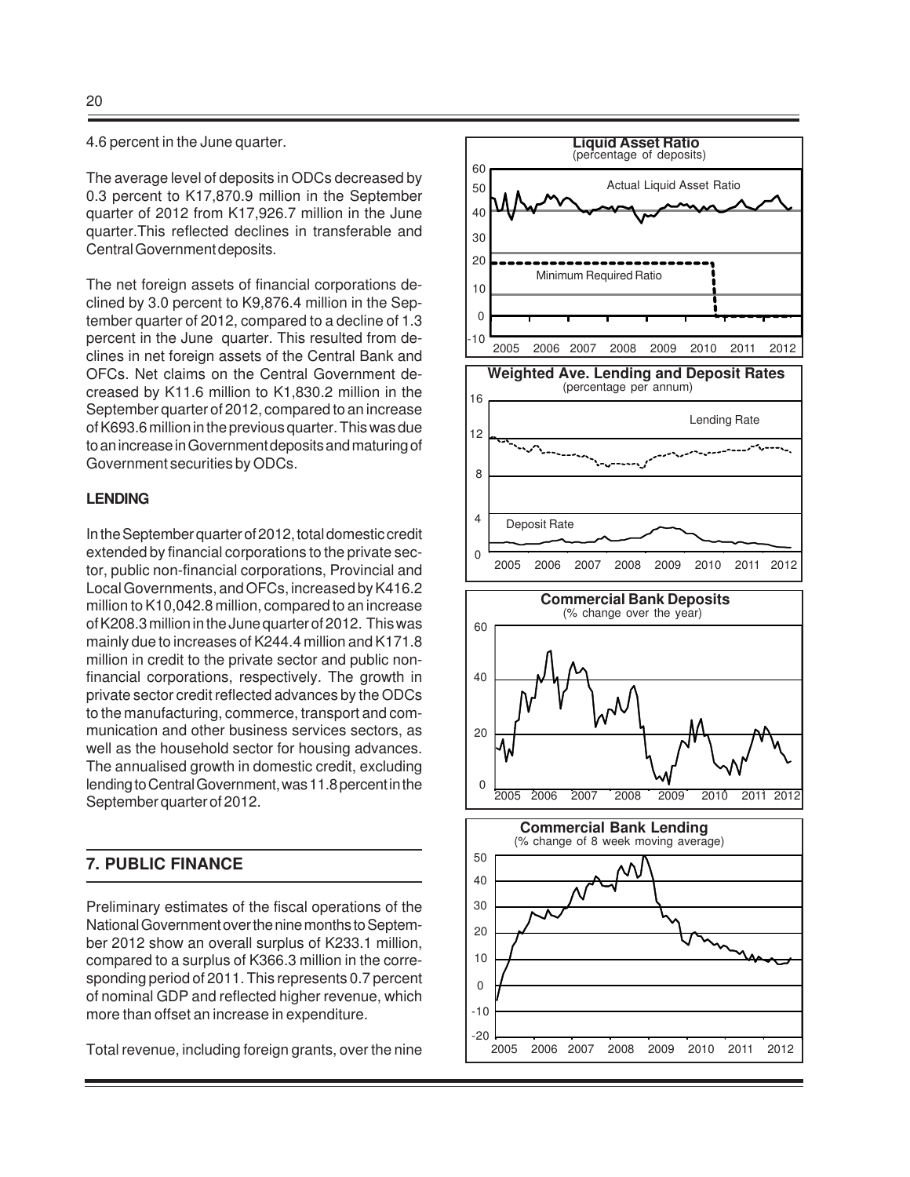4.6 percent in the June quarter.

The average level of deposits in ODCs decreased by 0.3 percent to K17,870.9 million in the September quarter of 2012 from K17,926.7 million in the June quarter. This reflected declines in transferable and Central Government deposits.

The net foreign assets of financial corporations declined by 3.0 percent to K9,876.4 million in the September quarter of 2012, compared to a decline of 1.3 percent in the June quarter. This resulted from declines in net foreign assets of the Central Bank and OFCs. Net claims on the Central Government decreased by K11.6 million to K1,830.2 million in the September quarter of 2012, compared to an increase of K693.6 million in the previous quarter. This was due to an increase in Government deposits and maturing of Government securities by ODCs.

**LENDING**

In the September quarter of 2012, total domestic credit extended by financial corporations to the private sector, public non-financial corporations, Provincial and Local Governments, and OFCs, increased by K416.2 million to K10,042.8 million, compared to an increase of K208.3 million in the June quarter of 2012. This was mainly due to increases of K244.4 million and K171.8 million in credit to the private sector and public non-financial corporations, respectively. The growth in private sector credit reflected advances by the ODCs to the manufacturing, commerce, transport and communication and other business services sectors, as well as the household sector for housing advances. The annualised growth in domestic credit, excluding lending to Central Government, was 11.8 percent in the September quarter of 2012.

## 7. PUBLIC FINANCE

Preliminary estimates of the fiscal operations of the National Government over the nine months to September 2012 show an overall surplus of K233.1 million, compared to a surplus of K366.3 million in the corresponding period of 2011. This represents 0.7 percent of nominal GDP and reflected higher revenue, which more than offset an increase in expenditure.

Total revenue, including foreign grants, over the nine

**Liquid Asset Ratio**
(percentage of deposits)

**Weighted Ave. Lending and Deposit Rates**
(percentage per annum)

**Commercial Bank Deposits**
(% change over the year)

**Commercial Bank Lending**
(% change of 8 week moving average)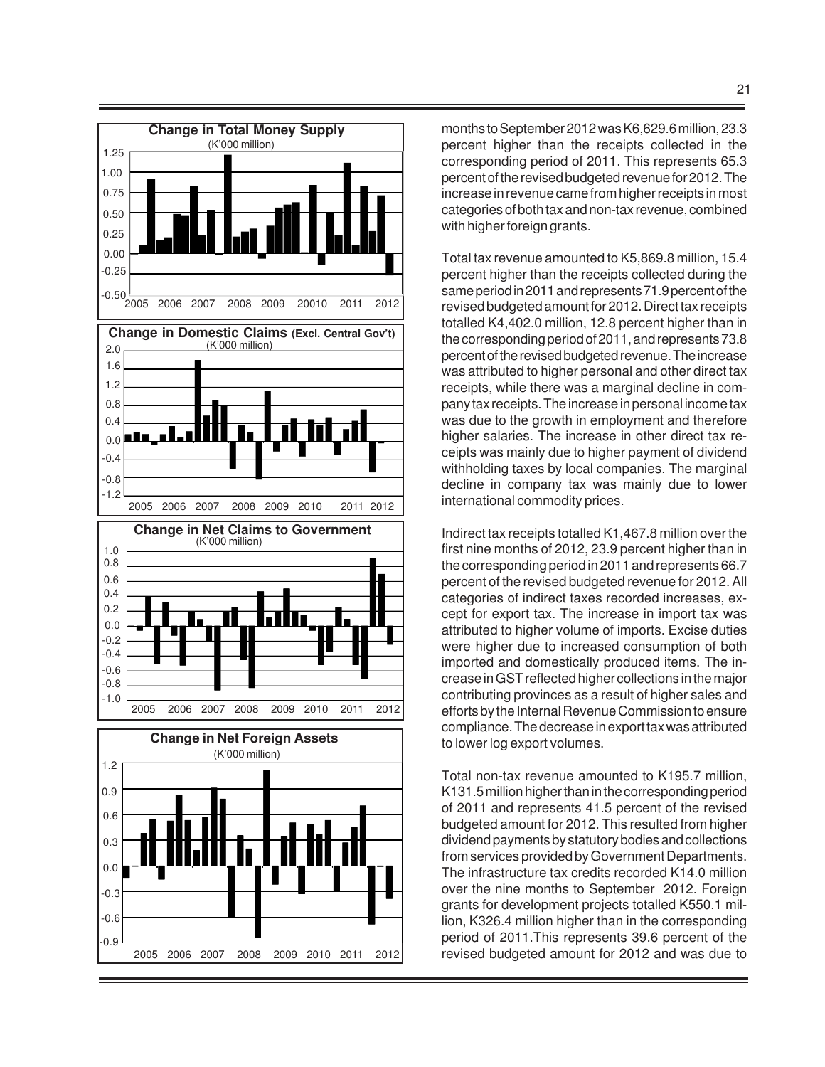**Change in Total Money Supply**
(K'000 million)

**Change in Domestic Claims (Excl. Central Gov't)**
(K'000 million)

**Change in Net Claims to Government**
(K'000 million)

**Change in Net Foreign Assets**
(K'000 million)

months to September 2012 was K6,629.6 million, 23.3 percent higher than the receipts collected in the corresponding period of 2011. This represents 65.3 percent of the revised budgeted revenue for 2012. The increase in revenue came from higher receipts in most categories of both tax and non-tax revenue, combined with higher foreign grants.

Total tax revenue amounted to K5,869.8 million, 15.4 percent higher than the receipts collected during the same period in 2011 and represents 71.9 percent of the revised budgeted amount for 2012. Direct tax receipts totalled K4,402.0 million, 12.8 percent higher than in the corresponding period of 2011, and represents 73.8 percent of the revised budgeted revenue. The increase was attributed to higher personal and other direct tax receipts, while there was a marginal decline in company tax receipts. The increase in personal income tax was due to the growth in employment and therefore higher salaries. The increase in other direct tax receipts was mainly due to higher payment of dividend withholding taxes by local companies. The marginal decline in company tax was mainly due to lower international commodity prices.

Indirect tax receipts totalled K1,467.8 million over the first nine months of 2012, 23.9 percent higher than in the corresponding period in 2011 and represents 66.7 percent of the revised budgeted revenue for 2012. All categories of indirect taxes recorded increases, except for export tax. The increase in import tax was attributed to higher volume of imports. Excise duties were higher due to increased consumption of both imported and domestically produced items. The increase in GST reflected higher collections in the major contributing provinces as a result of higher sales and efforts by the Internal Revenue Commission to ensure compliance. The decrease in export tax was attributed to lower log export volumes.

Total non-tax revenue amounted to K195.7 million, K131.5 million higher than in the corresponding period of 2011 and represents 41.5 percent of the revised budgeted amount for 2012. This resulted from higher dividend payments by statutory bodies and collections from services provided by Government Departments. The infrastructure tax credits recorded K14.0 million over the nine months to September 2012. Foreign grants for development projects totalled K550.1 million, K326.4 million higher than in the corresponding period of 2011. This represents 39.6 percent of the revised budgeted amount for 2012 and was due to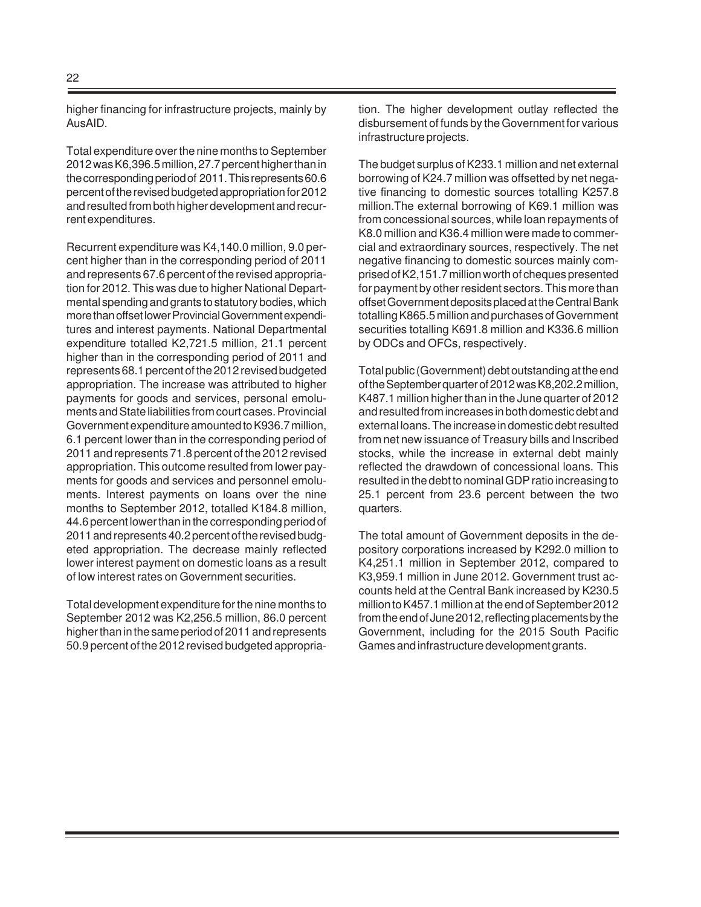higher financing for infrastructure projects, mainly by AusAID.

Total expenditure over the nine months to September 2012 was K6,396.5 million, 27.7 percent higher than in the corresponding period of 2011. This represents 60.6 percent of the revised budgeted appropriation for 2012 and resulted from both higher development and recurrent expenditures.

Recurrent expenditure was K4,140.0 million, 9.0 percent higher than in the corresponding period of 2011 and represents 67.6 percent of the revised appropriation for 2012. This was due to higher National Departmental spending and grants to statutory bodies, which more than offset lower Provincial Government expenditures and interest payments. National Departmental expenditure totalled K2,721.5 million, 21.1 percent higher than in the corresponding period of 2011 and represents 68.1 percent of the 2012 revised budgeted appropriation. The increase was attributed to higher payments for goods and services, personal emoluments and State liabilities from court cases. Provincial Government expenditure amounted to K936.7 million, 6.1 percent lower than in the corresponding period of 2011 and represents 71.8 percent of the 2012 revised appropriation. This outcome resulted from lower payments for goods and services and personnel emoluments. Interest payments on loans over the nine months to September 2012, totalled K184.8 million, 44.6 percent lower than in the corresponding period of 2011 and represents 40.2 percent of the revised budgeted appropriation. The decrease mainly reflected lower interest payment on domestic loans as a result of low interest rates on Government securities.

Total development expenditure for the nine months to September 2012 was K2,256.5 million, 86.0 percent higher than in the same period of 2011 and represents 50.9 percent of the 2012 revised budgeted appropriation. The higher development outlay reflected the disbursement of funds by the Government for various infrastructure projects.

The budget surplus of K233.1 million and net external borrowing of K24.7 million was offsetted by net negative financing to domestic sources totalling K257.8 million.The external borrowing of K69.1 million was from concessional sources, while loan repayments of K8.0 million and K36.4 million were made to commercial and extraordinary sources, respectively. The net negative financing to domestic sources mainly comprised of K2,151.7 million worth of cheques presented for payment by other resident sectors. This more than offset Government deposits placed at the Central Bank totalling K865.5 million and purchases of Government securities totalling K691.8 million and K336.6 million by ODCs and OFCs, respectively.

Total public (Government) debt outstanding at the end of the September quarter of 2012 was K8,202.2 million, K487.1 million higher than in the June quarter of 2012 and resulted from increases in both domestic debt and external loans. The increase in domestic debt resulted from net new issuance of Treasury bills and Inscribed stocks, while the increase in external debt mainly reflected the drawdown of concessional loans. This resulted in the debt to nominal GDP ratio increasing to 25.1 percent from 23.6 percent between the two quarters.

The total amount of Government deposits in the depository corporations increased by K292.0 million to K4,251.1 million in September 2012, compared to K3,959.1 million in June 2012. Government trust accounts held at the Central Bank increased by K230.5 million to K457.1 million at the end of September 2012 from the end of June 2012, reflecting placements by the Government, including for the 2015 South Pacific Games and infrastructure development grants.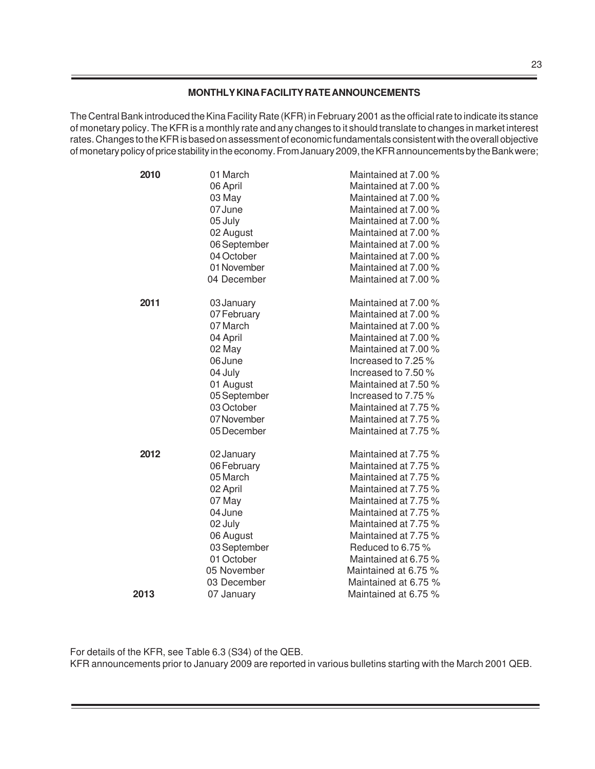## MONTHLY KINA FACILITY RATE ANNOUNCEMENTS

The Central Bank introduced the Kina Facility Rate (KFR) in February 2001 as the official rate to indicate its stance of monetary policy. The KFR is a monthly rate and any changes to it should translate to changes in market interest rates. Changes to the KFR is based on assessment of economic fundamentals consistent with the overall objective of monetary policy of price stability in the economy. From January 2009, the KFR announcements by the Bank were;

| Year | Date | Announcement |
|---|---|---|
| **2010** | 01 March | Maintained at 7.00 % |
| | 06 April | Maintained at 7.00 % |
| | 03 May | Maintained at 7.00 % |
| | 07 June | Maintained at 7.00 % |
| | 05 July | Maintained at 7.00 % |
| | 02 August | Maintained at 7.00 % |
| | 06 September | Maintained at 7.00 % |
| | 04 October | Maintained at 7.00 % |
| | 01 November | Maintained at 7.00 % |
| | 04 December | Maintained at 7.00 % |
| **2011** | 03 January | Maintained at 7.00 % |
| | 07 February | Maintained at 7.00 % |
| | 07 March | Maintained at 7.00 % |
| | 04 April | Maintained at 7.00 % |
| | 02 May | Maintained at 7.00 % |
| | 06 June | Increased to 7.25 % |
| | 04 July | Increased to 7.50 % |
| | 01 August | Maintained at 7.50 % |
| | 05 September | Increased to 7.75 % |
| | 03 October | Maintained at 7.75 % |
| | 07 November | Maintained at 7.75 % |
| | 05 December | Maintained at 7.75 % |
| **2012** | 02 January | Maintained at 7.75 % |
| | 06 February | Maintained at 7.75 % |
| | 05 March | Maintained at 7.75 % |
| | 02 April | Maintained at 7.75 % |
| | 07 May | Maintained at 7.75 % |
| | 04 June | Maintained at 7.75 % |
| | 02 July | Maintained at 7.75 % |
| | 06 August | Maintained at 7.75 % |
| | 03 September | Reduced to 6.75 % |
| | 01 October | Maintained at 6.75 % |
| | 05 November | Maintained at 6.75 % |
| | 03 December | Maintained at 6.75 % |
| **2013** | 07 January | Maintained at 6.75 % |

For details of the KFR, see Table 6.3 (S34) of the QEB.
KFR announcements prior to January 2009 are reported in various bulletins starting with the March 2001 QEB.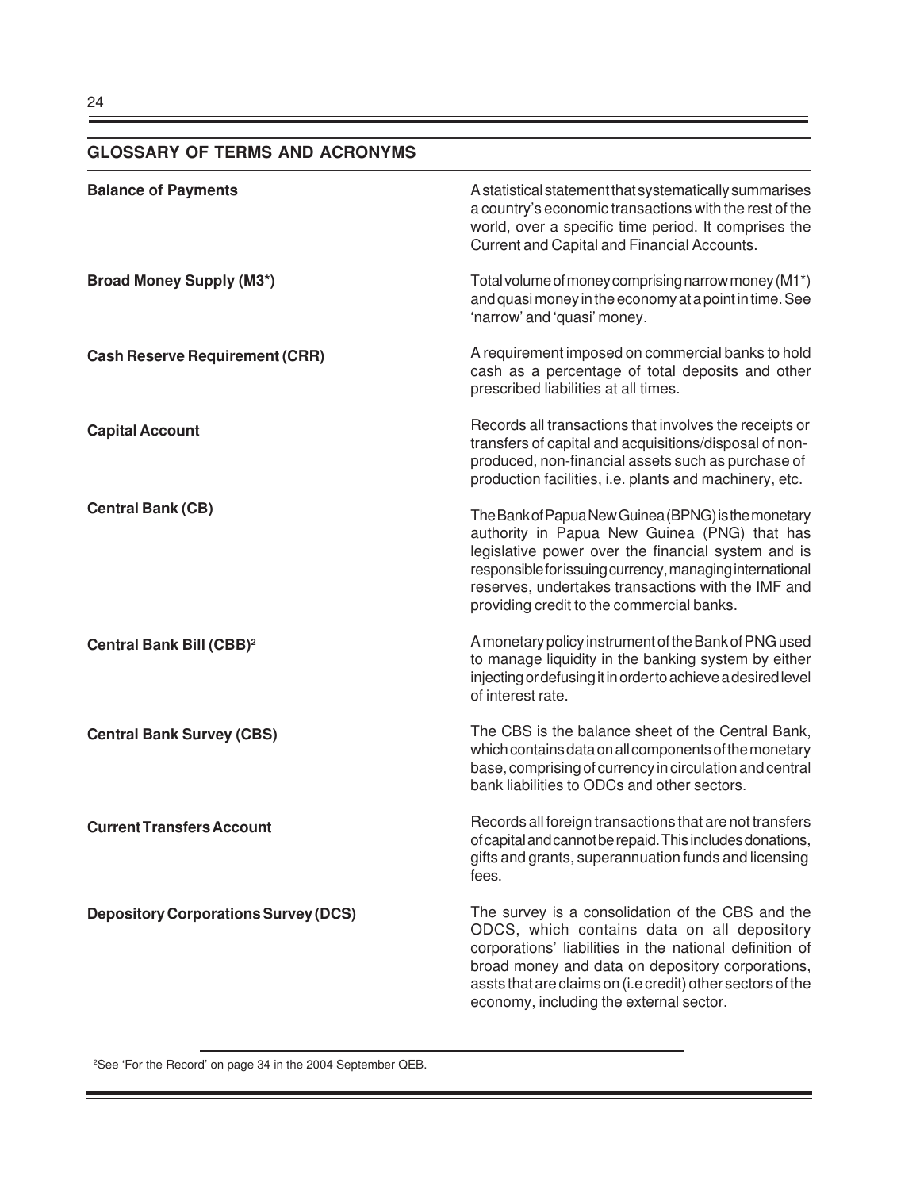## GLOSSARY OF TERMS AND ACRONYMS

**Balance of Payments**

A statistical statement that systematically summarises a country's economic transactions with the rest of the world, over a specific time period. It comprises the Current and Capital and Financial Accounts.

**Broad Money Supply (M3*)**

Total volume of money comprising narrow money (M1*) and quasi money in the economy at a point in time. See 'narrow' and 'quasi' money.

**Cash Reserve Requirement (CRR)**

A requirement imposed on commercial banks to hold cash as a percentage of total deposits and other prescribed liabilities at all times.

**Capital Account**

Records all transactions that involves the receipts or transfers of capital and acquisitions/disposal of non-produced, non-financial assets such as purchase of production facilities, i.e. plants and machinery, etc.

**Central Bank (CB)**

The Bank of Papua New Guinea (BPNG) is the monetary authority in Papua New Guinea (PNG) that has legislative power over the financial system and is responsible for issuing currency, managing international reserves, undertakes transactions with the IMF and providing credit to the commercial banks.

**Central Bank Bill (CBB)[2]**

A monetary policy instrument of the Bank of PNG used to manage liquidity in the banking system by either injecting or defusing it in order to achieve a desired level of interest rate.

**Central Bank Survey (CBS)**

The CBS is the balance sheet of the Central Bank, which contains data on all components of the monetary base, comprising of currency in circulation and central bank liabilities to ODCs and other sectors.

**Current Transfers Account**

Records all foreign transactions that are not transfers of capital and cannot be repaid. This includes donations, gifts and grants, superannuation funds and licensing fees.

**Depository Corporations Survey (DCS)**

The survey is a consolidation of the CBS and the ODCS, which contains data on all depository corporations' liabilities in the national definition of broad money and data on depository corporations, assts that are claims on (i.e credit) other sectors of the economy, including the external sector.

---

[2]See 'For the Record' on page 34 in the 2004 September QEB.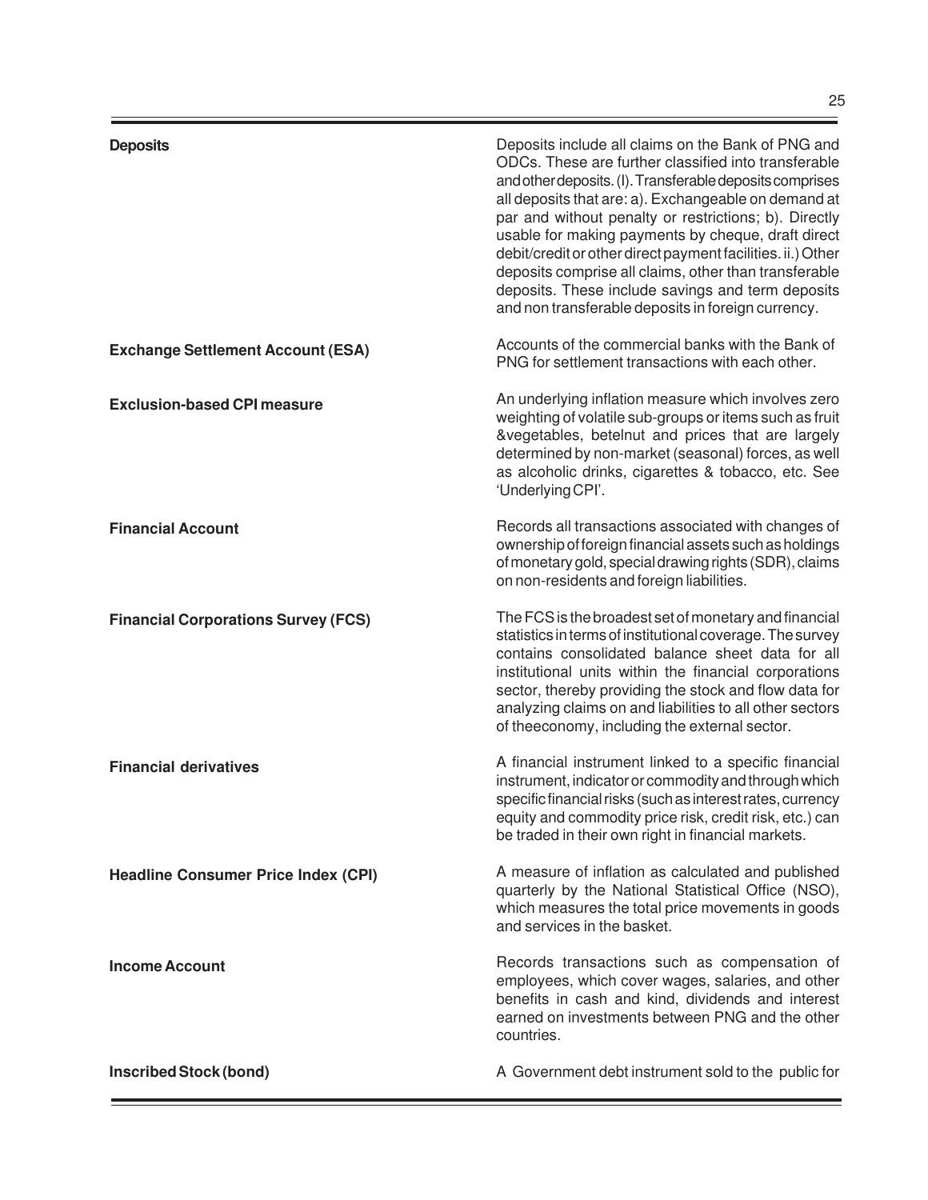| | |
|---|---|
| **Deposits** | Deposits include all claims on the Bank of PNG and ODCs. These are further classified into transferable and other deposits. (I). Transferable deposits comprises all deposits that are: a). Exchangeable on demand at par and without penalty or restrictions; b). Directly usable for making payments by cheque, draft direct debit/credit or other direct payment facilities. ii.) Other deposits comprise all claims, other than transferable deposits. These include savings and term deposits and non transferable deposits in foreign currency. |
| **Exchange Settlement Account (ESA)** | Accounts of the commercial banks with the Bank of PNG for settlement transactions with each other. |
| **Exclusion-based CPI measure** | An underlying inflation measure which involves zero weighting of volatile sub-groups or items such as fruit &vegetables, betelnut and prices that are largely determined by non-market (seasonal) forces, as well as alcoholic drinks, cigarettes & tobacco, etc. See 'Underlying CPI'. |
| **Financial Account** | Records all transactions associated with changes of ownership of foreign financial assets such as holdings of monetary gold, special drawing rights (SDR), claims on non-residents and foreign liabilities. |
| **Financial Corporations Survey (FCS)** | The FCS is the broadest set of monetary and financial statistics in terms of institutional coverage. The survey contains consolidated balance sheet data for all institutional units within the financial corporations sector, thereby providing the stock and flow data for analyzing claims on and liabilities to all other sectors of theeconomy, including the external sector. |
| **Financial derivatives** | A financial instrument linked to a specific financial instrument, indicator or commodity and through which specific financial risks (such as interest rates, currency equity and commodity price risk, credit risk, etc.) can be traded in their own right in financial markets. |
| **Headline Consumer Price Index (CPI)** | A measure of inflation as calculated and published quarterly by the National Statistical Office (NSO), which measures the total price movements in goods and services in the basket. |
| **Income Account** | Records transactions such as compensation of employees, which cover wages, salaries, and other benefits in cash and kind, dividends and interest earned on investments between PNG and the other countries. |
| **Inscribed Stock (bond)** | A Government debt instrument sold to the public for |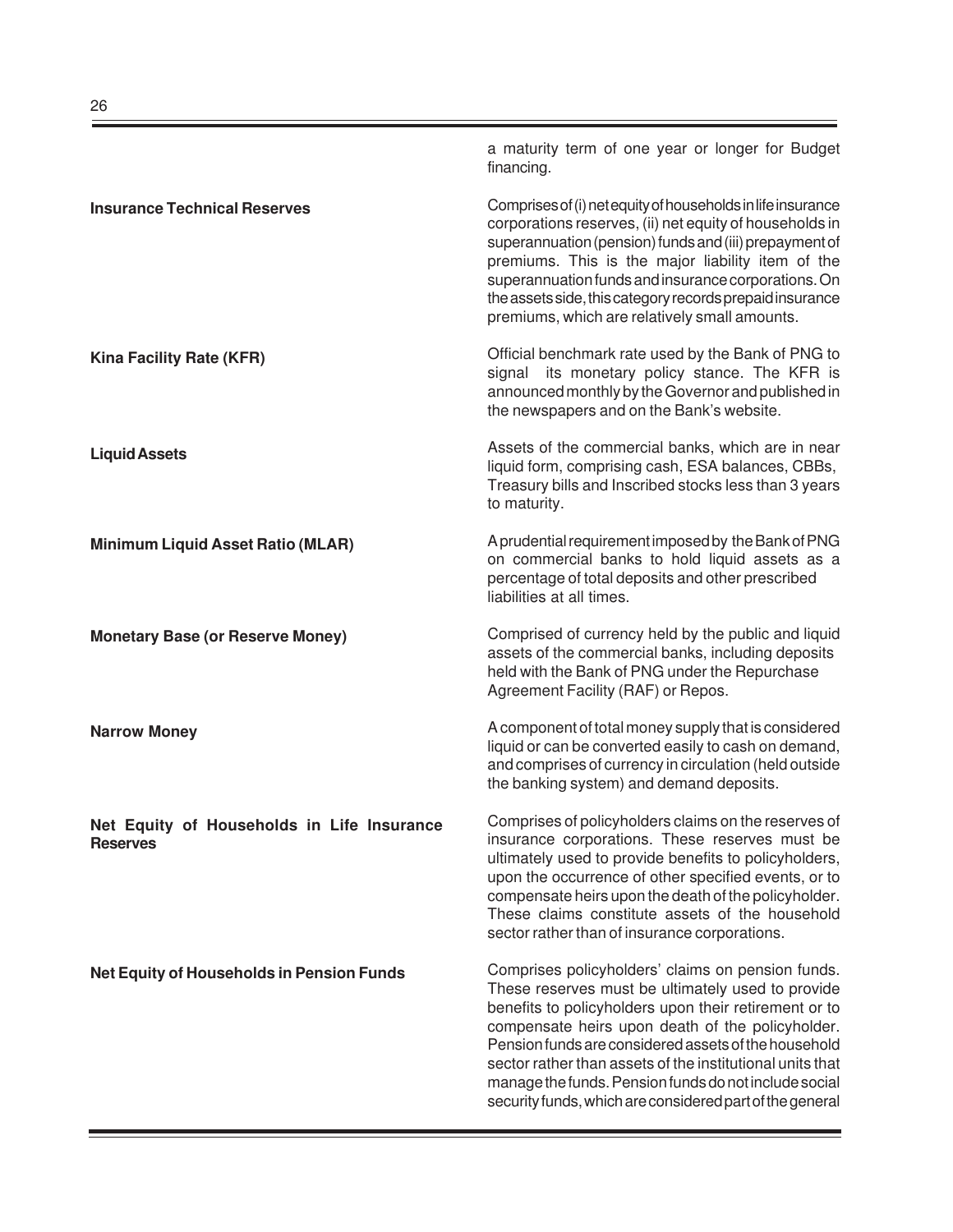a maturity term of one year or longer for Budget financing.

**Insurance Technical Reserves**

Comprises of (i) net equity of households in life insurance corporations reserves, (ii) net equity of households in superannuation (pension) funds and (iii) prepayment of premiums. This is the major liability item of the superannuation funds and insurance corporations. On the assets side, this category records prepaid insurance premiums, which are relatively small amounts.

**Kina Facility Rate (KFR)**

Official benchmark rate used by the Bank of PNG to signal its monetary policy stance. The KFR is announced monthly by the Governor and published in the newspapers and on the Bank's website.

**Liquid Assets**

Assets of the commercial banks, which are in near liquid form, comprising cash, ESA balances, CBBs, Treasury bills and Inscribed stocks less than 3 years to maturity.

**Minimum Liquid Asset Ratio (MLAR)**

A prudential requirement imposed by the Bank of PNG on commercial banks to hold liquid assets as a percentage of total deposits and other prescribed liabilities at all times.

**Monetary Base (or Reserve Money)**

Comprised of currency held by the public and liquid assets of the commercial banks, including deposits held with the Bank of PNG under the Repurchase Agreement Facility (RAF) or Repos.

**Narrow Money**

A component of total money supply that is considered liquid or can be converted easily to cash on demand, and comprises of currency in circulation (held outside the banking system) and demand deposits.

**Net Equity of Households in Life Insurance Reserves**

Comprises of policyholders claims on the reserves of insurance corporations. These reserves must be ultimately used to provide benefits to policyholders, upon the occurrence of other specified events, or to compensate heirs upon the death of the policyholder. These claims constitute assets of the household sector rather than of insurance corporations.

**Net Equity of Households in Pension Funds**

Comprises policyholders' claims on pension funds. These reserves must be ultimately used to provide benefits to policyholders upon their retirement or to compensate heirs upon death of the policyholder. Pension funds are considered assets of the household sector rather than assets of the institutional units that manage the funds. Pension funds do not include social security funds, which are considered part of the general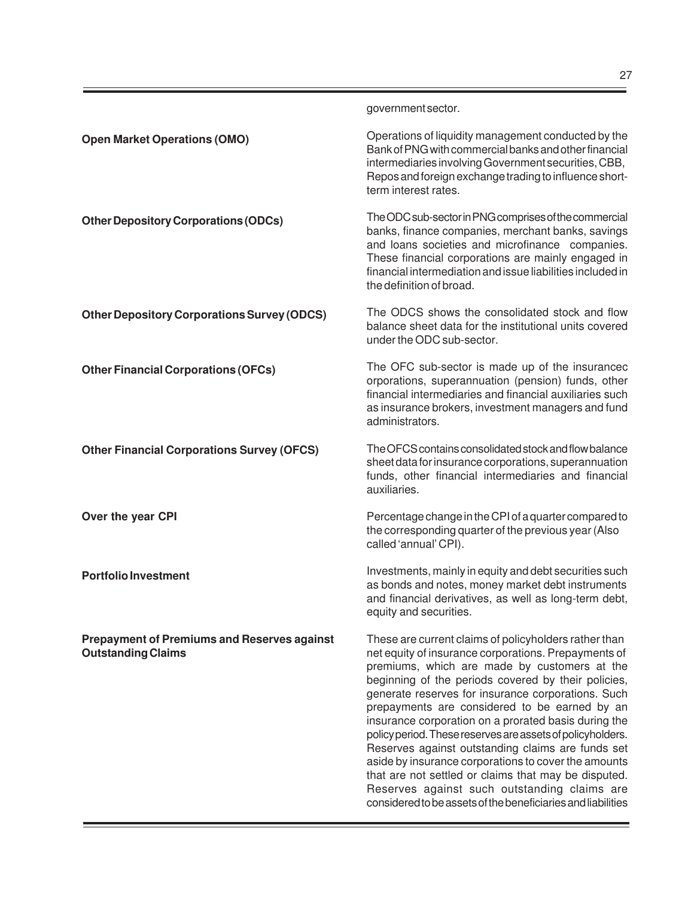government sector.

**Open Market Operations (OMO)**

Operations of liquidity management conducted by the Bank of PNG with commercial banks and other financial intermediaries involving Government securities, CBB, Repos and foreign exchange trading to influence short-term interest rates.

**Other Depository Corporations (ODCs)**

The ODC sub-sector in PNG comprises of the commercial banks, finance companies, merchant banks, savings and loans societies and microfinance companies. These financial corporations are mainly engaged in financial intermediation and issue liabilities included in the definition of broad.

**Other Depository Corporations Survey (ODCS)**

The ODCS shows the consolidated stock and flow balance sheet data for the institutional units covered under the ODC sub-sector.

**Other Financial Corporations (OFCs)**

The OFC sub-sector is made up of the insurancec orporations, superannuation (pension) funds, other financial intermediaries and financial auxiliaries such as insurance brokers, investment managers and fund administrators.

**Other Financial Corporations Survey (OFCS)**

The OFCS contains consolidated stock and flow balance sheet data for insurance corporations, superannuation funds, other financial intermediaries and financial auxiliaries.

**Over the year CPI**

Percentage change in the CPI of a quarter compared to the corresponding quarter of the previous year (Also called 'annual' CPI).

**Portfolio Investment**

Investments, mainly in equity and debt securities such as bonds and notes, money market debt instruments and financial derivatives, as well as long-term debt, equity and securities.

**Prepayment of Premiums and Reserves against Outstanding Claims**

These are current claims of policyholders rather than net equity of insurance corporations. Prepayments of premiums, which are made by customers at the beginning of the periods covered by their policies, generate reserves for insurance corporations. Such prepayments are considered to be earned by an insurance corporation on a prorated basis during the policy period. These reserves are assets of policyholders. Reserves against outstanding claims are funds set aside by insurance corporations to cover the amounts that are not settled or claims that may be disputed. Reserves against such outstanding claims are considered to be assets of the beneficiaries and liabilities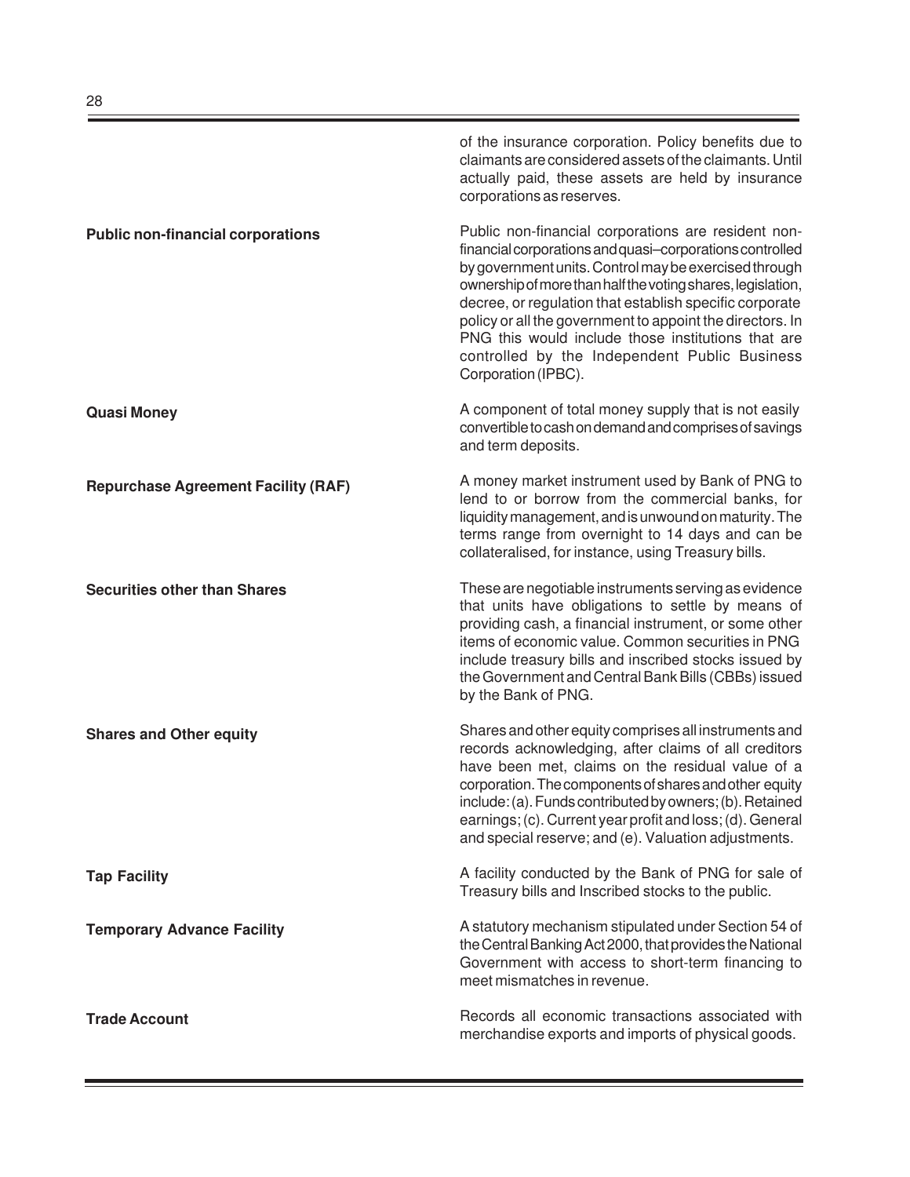of the insurance corporation. Policy benefits due to claimants are considered assets of the claimants. Until actually paid, these assets are held by insurance corporations as reserves.

**Public non-financial corporations**

Public non-financial corporations are resident non-financial corporations and quasi–corporations controlled by government units. Control may be exercised through ownership of more than half the voting shares, legislation, decree, or regulation that establish specific corporate policy or all the government to appoint the directors. In PNG this would include those institutions that are controlled by the Independent Public Business Corporation (IPBC).

**Quasi Money**

A component of total money supply that is not easily convertible to cash on demand and comprises of savings and term deposits.

**Repurchase Agreement Facility (RAF)**

A money market instrument used by Bank of PNG to lend to or borrow from the commercial banks, for liquidity management, and is unwound on maturity. The terms range from overnight to 14 days and can be collateralised, for instance, using Treasury bills.

**Securities other than Shares**

These are negotiable instruments serving as evidence that units have obligations to settle by means of providing cash, a financial instrument, or some other items of economic value. Common securities in PNG include treasury bills and inscribed stocks issued by the Government and Central Bank Bills (CBBs) issued by the Bank of PNG.

**Shares and Other equity**

Shares and other equity comprises all instruments and records acknowledging, after claims of all creditors have been met, claims on the residual value of a corporation. The components of shares and other equity include: (a). Funds contributed by owners; (b). Retained earnings; (c). Current year profit and loss; (d). General and special reserve; and (e). Valuation adjustments.

**Tap Facility**

A facility conducted by the Bank of PNG for sale of Treasury bills and Inscribed stocks to the public.

**Temporary Advance Facility**

A statutory mechanism stipulated under Section 54 of the Central Banking Act 2000, that provides the National Government with access to short-term financing to meet mismatches in revenue.

**Trade Account**

Records all economic transactions associated with merchandise exports and imports of physical goods.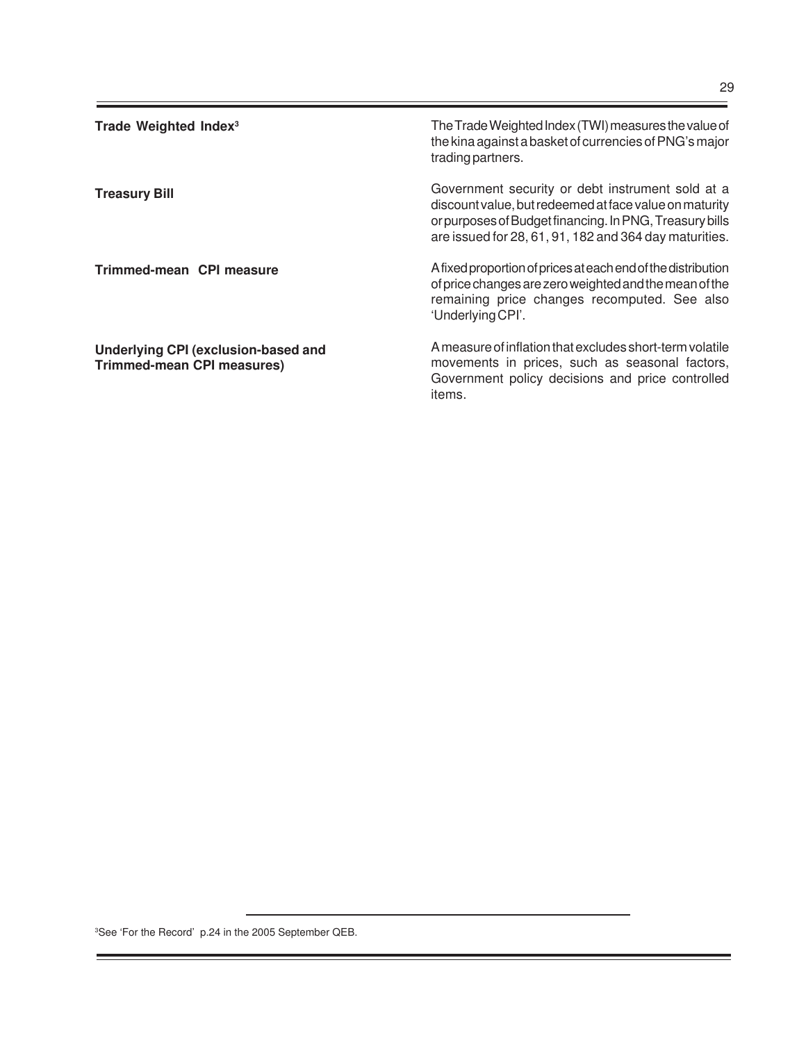**Trade Weighted Index**[3]

The Trade Weighted Index (TWI) measures the value of the kina against a basket of currencies of PNG's major trading partners.

**Treasury Bill**

Government security or debt instrument sold at a discount value, but redeemed at face value on maturity or purposes of Budget financing. In PNG, Treasury bills are issued for 28, 61, 91, 182 and 364 day maturities.

**Trimmed-mean CPI measure**

A fixed proportion of prices at each end of the distribution of price changes are zero weighted and the mean of the remaining price changes recomputed. See also 'Underlying CPI'.

**Underlying CPI (exclusion-based and Trimmed-mean CPI measures)**

A measure of inflation that excludes short-term volatile movements in prices, such as seasonal factors, Government policy decisions and price controlled items.

---

[3] See 'For the Record' p.24 in the 2005 September QEB.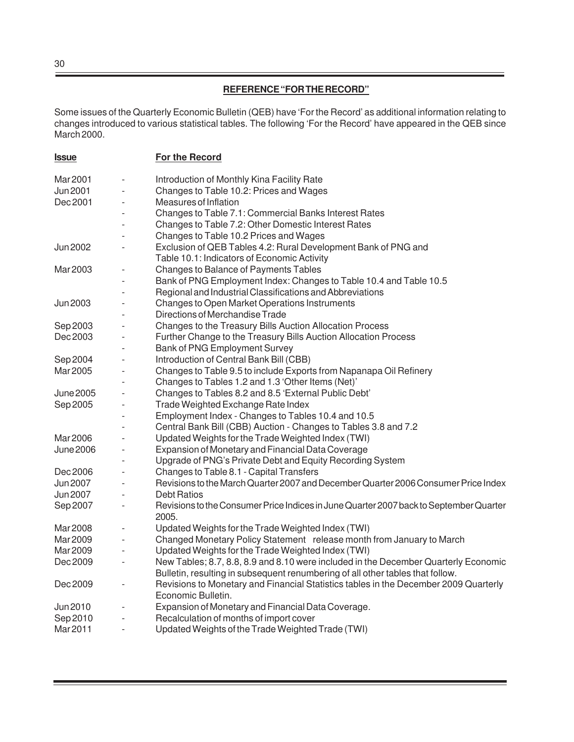## REFERENCE "FOR THE RECORD"

Some issues of the Quarterly Economic Bulletin (QEB) have 'For the Record' as additional information relating to changes introduced to various statistical tables. The following 'For the Record' have appeared in the QEB since March 2000.

| Issue | | For the Record |
|---|---|---|
| Mar 2001 | - | Introduction of Monthly Kina Facility Rate |
| Jun 2001 | - | Changes to Table 10.2: Prices and Wages |
| Dec 2001 | - | Measures of Inflation |
| | - | Changes to Table 7.1: Commercial Banks Interest Rates |
| | - | Changes to Table 7.2: Other Domestic Interest Rates |
| | - | Changes to Table 10.2 Prices and Wages |
| Jun 2002 | - | Exclusion of QEB Tables 4.2: Rural Development Bank of PNG and Table 10.1: Indicators of Economic Activity |
| Mar 2003 | - | Changes to Balance of Payments Tables |
| | - | Bank of PNG Employment Index: Changes to Table 10.4 and Table 10.5 |
| | - | Regional and Industrial Classifications and Abbreviations |
| Jun 2003 | - | Changes to Open Market Operations Instruments |
| | - | Directions of Merchandise Trade |
| Sep 2003 | - | Changes to the Treasury Bills Auction Allocation Process |
| Dec 2003 | - | Further Change to the Treasury Bills Auction Allocation Process |
| | - | Bank of PNG Employment Survey |
| Sep 2004 | - | Introduction of Central Bank Bill (CBB) |
| Mar 2005 | - | Changes to Table 9.5 to include Exports from Napanapa Oil Refinery |
| | - | Changes to Tables 1.2 and 1.3 'Other Items (Net)' |
| June 2005 | - | Changes to Tables 8.2 and 8.5 'External Public Debt' |
| Sep 2005 | - | Trade Weighted Exchange Rate Index |
| | - | Employment Index - Changes to Tables 10.4 and 10.5 |
| | - | Central Bank Bill (CBB) Auction - Changes to Tables 3.8 and 7.2 |
| Mar 2006 | - | Updated Weights for the Trade Weighted Index (TWI) |
| June 2006 | - | Expansion of Monetary and Financial Data Coverage |
| | - | Upgrade of PNG's Private Debt and Equity Recording System |
| Dec 2006 | - | Changes to Table 8.1 - Capital Transfers |
| Jun 2007 | - | Revisions to the March Quarter 2007 and December Quarter 2006 Consumer Price Index |
| Jun 2007 | - | Debt Ratios |
| Sep 2007 | - | Revisions to the Consumer Price Indices in June Quarter 2007 back to September Quarter 2005. |
| Mar 2008 | - | Updated Weights for the Trade Weighted Index (TWI) |
| Mar 2009 | - | Changed Monetary Policy Statement release month from January to March |
| Mar 2009 | - | Updated Weights for the Trade Weighted Index (TWI) |
| Dec 2009 | - | New Tables; 8.7, 8.8, 8.9 and 8.10 were included in the December Quarterly Economic Bulletin, resulting in subsequent renumbering of all other tables that follow. |
| Dec 2009 | - | Revisions to Monetary and Financial Statistics tables in the December 2009 Quarterly Economic Bulletin. |
| Jun 2010 | - | Expansion of Monetary and Financial Data Coverage. |
| Sep 2010 | - | Recalculation of months of import cover |
| Mar 2011 | - | Updated Weights of the Trade Weighted Trade (TWI) |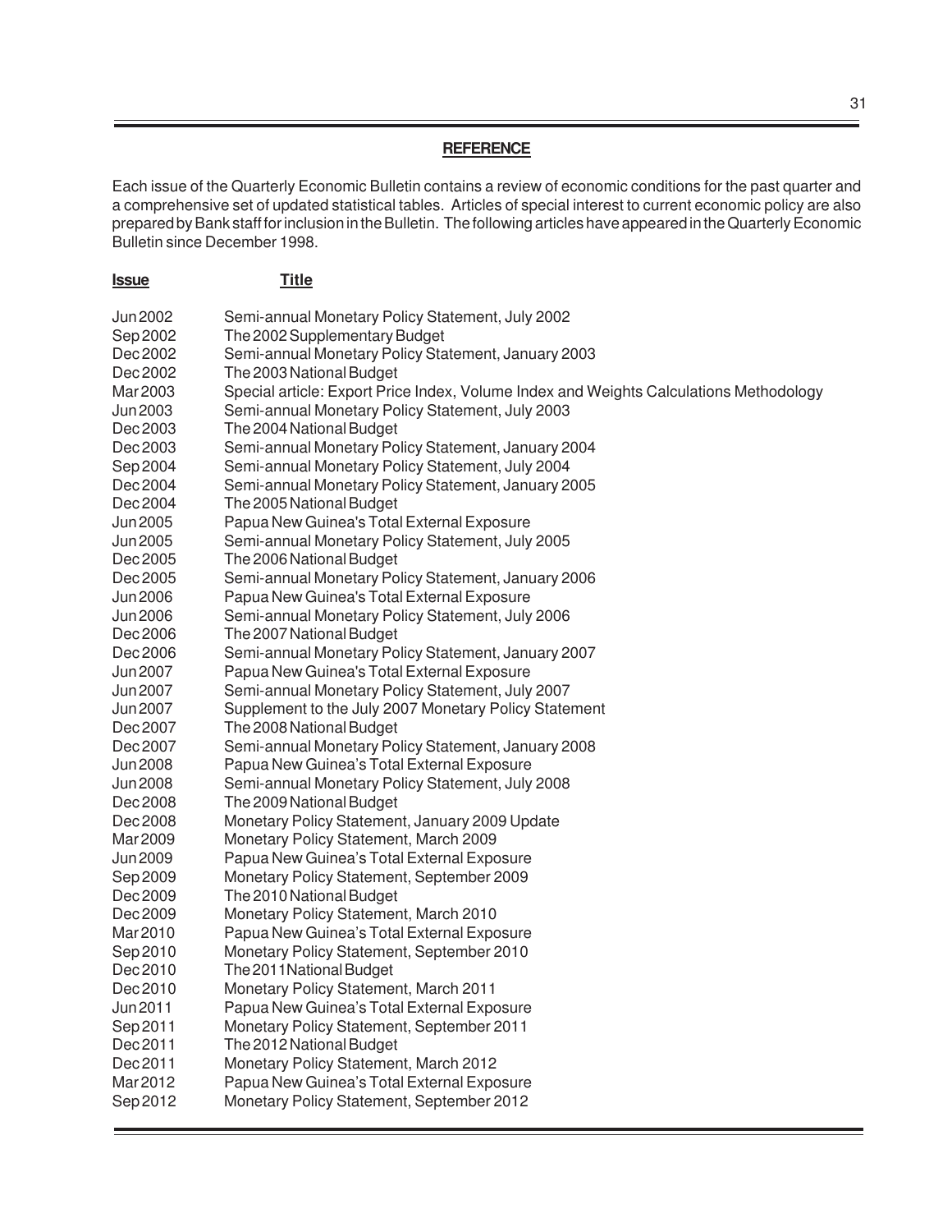## REFERENCE

Each issue of the Quarterly Economic Bulletin contains a review of economic conditions for the past quarter and a comprehensive set of updated statistical tables. Articles of special interest to current economic policy are also prepared by Bank staff for inclusion in the Bulletin. The following articles have appeared in the Quarterly Economic Bulletin since December 1998.

| Issue | Title |
|---|---|
| Jun 2002 | Semi-annual Monetary Policy Statement, July 2002 |
| Sep 2002 | The 2002 Supplementary Budget |
| Dec 2002 | Semi-annual Monetary Policy Statement, January 2003 |
| Dec 2002 | The 2003 National Budget |
| Mar 2003 | Special article: Export Price Index, Volume Index and Weights Calculations Methodology |
| Jun 2003 | Semi-annual Monetary Policy Statement, July 2003 |
| Dec 2003 | The 2004 National Budget |
| Dec 2003 | Semi-annual Monetary Policy Statement, January 2004 |
| Sep 2004 | Semi-annual Monetary Policy Statement, July 2004 |
| Dec 2004 | Semi-annual Monetary Policy Statement, January 2005 |
| Dec 2004 | The 2005 National Budget |
| Jun 2005 | Papua New Guinea's Total External Exposure |
| Jun 2005 | Semi-annual Monetary Policy Statement, July 2005 |
| Dec 2005 | The 2006 National Budget |
| Dec 2005 | Semi-annual Monetary Policy Statement, January 2006 |
| Jun 2006 | Papua New Guinea's Total External Exposure |
| Jun 2006 | Semi-annual Monetary Policy Statement, July 2006 |
| Dec 2006 | The 2007 National Budget |
| Dec 2006 | Semi-annual Monetary Policy Statement, January 2007 |
| Jun 2007 | Papua New Guinea's Total External Exposure |
| Jun 2007 | Semi-annual Monetary Policy Statement, July 2007 |
| Jun 2007 | Supplement to the July 2007 Monetary Policy Statement |
| Dec 2007 | The 2008 National Budget |
| Dec 2007 | Semi-annual Monetary Policy Statement, January 2008 |
| Jun 2008 | Papua New Guinea's Total External Exposure |
| Jun 2008 | Semi-annual Monetary Policy Statement, July 2008 |
| Dec 2008 | The 2009 National Budget |
| Dec 2008 | Monetary Policy Statement, January 2009 Update |
| Mar 2009 | Monetary Policy Statement, March 2009 |
| Jun 2009 | Papua New Guinea's Total External Exposure |
| Sep 2009 | Monetary Policy Statement, September 2009 |
| Dec 2009 | The 2010 National Budget |
| Dec 2009 | Monetary Policy Statement, March 2010 |
| Mar 2010 | Papua New Guinea's Total External Exposure |
| Sep 2010 | Monetary Policy Statement, September 2010 |
| Dec 2010 | The 2011 National Budget |
| Dec 2010 | Monetary Policy Statement, March 2011 |
| Jun 2011 | Papua New Guinea's Total External Exposure |
| Sep 2011 | Monetary Policy Statement, September 2011 |
| Dec 2011 | The 2012 National Budget |
| Dec 2011 | Monetary Policy Statement, March 2012 |
| Mar 2012 | Papua New Guinea's Total External Exposure |
| Sep 2012 | Monetary Policy Statement, September 2012 |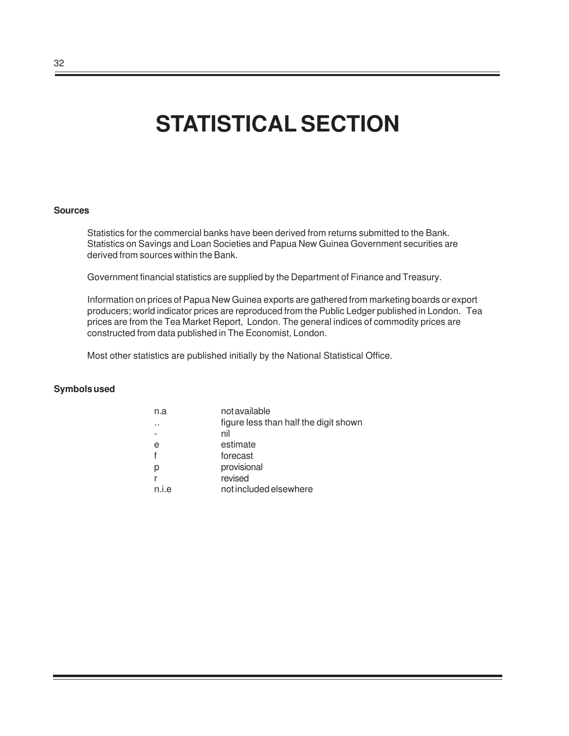# STATISTICAL SECTION

### Sources

Statistics for the commercial banks have been derived from returns submitted to the Bank. Statistics on Savings and Loan Societies and Papua New Guinea Government securities are derived from sources within the Bank.

Government financial statistics are supplied by the Department of Finance and Treasury.

Information on prices of Papua New Guinea exports are gathered from marketing boards or export producers; world indicator prices are reproduced from the Public Ledger published in London. Tea prices are from the Tea Market Report, London. The general indices of commodity prices are constructed from data published in The Economist, London.

Most other statistics are published initially by the National Statistical Office.

### Symbols used

| | |
|---|---|
| n.a | not available |
| .. | figure less than half the digit shown |
| - | nil |
| e | estimate |
| f | forecast |
| p | provisional |
| r | revised |
| n.i.e | not included elsewhere |